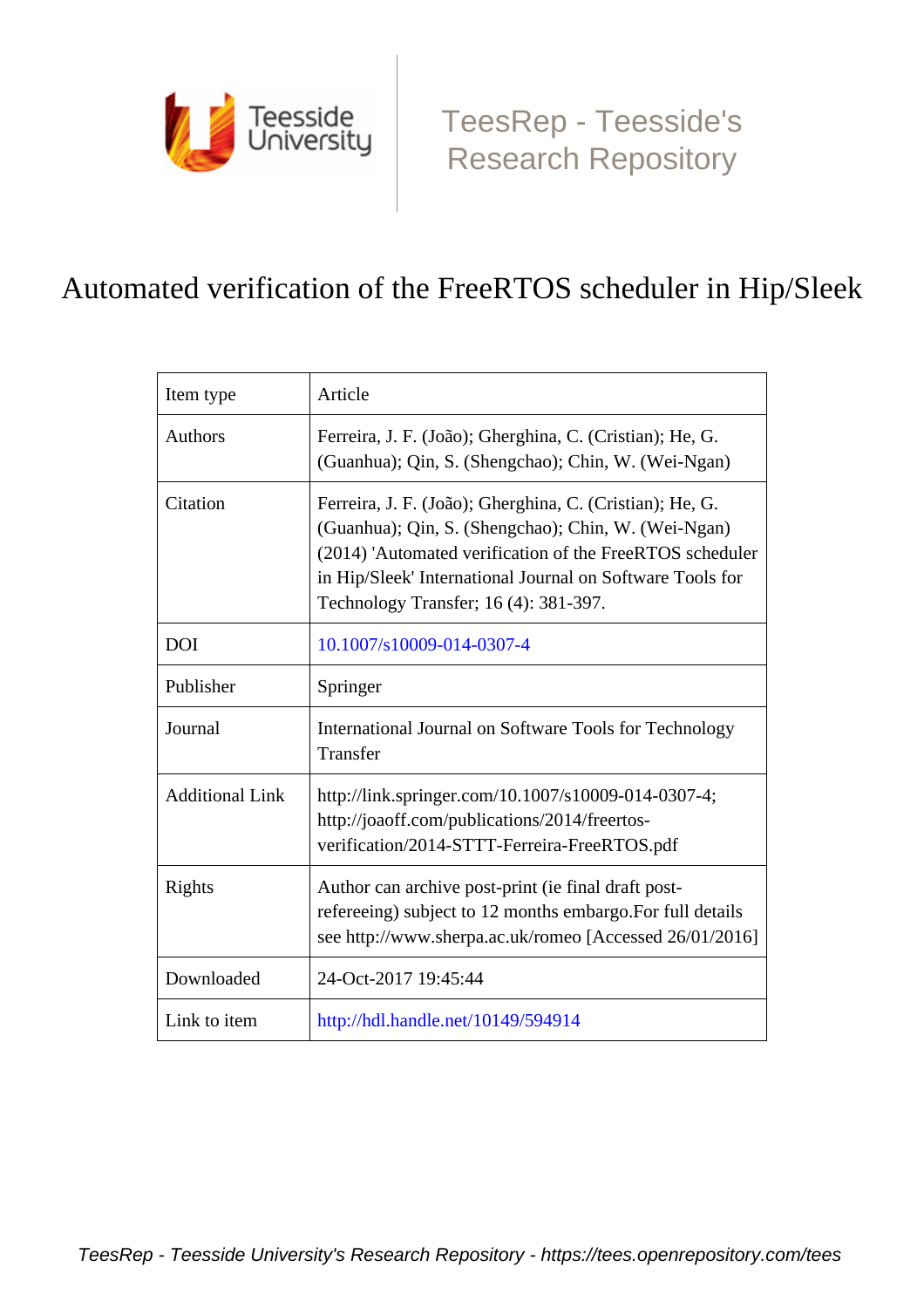TeesRep - Teesside's Research Repository

# Automated verification of the FreeRTOS scheduler in Hip/Sleek

| Item type | Article |
| --- | --- |
| Authors | Ferreira, J. F. (João); Gherghina, C. (Cristian); He, G. (Guanhua); Qin, S. (Shengchao); Chin, W. (Wei-Ngan) |
| Citation | Ferreira, J. F. (João); Gherghina, C. (Cristian); He, G. (Guanhua); Qin, S. (Shengchao); Chin, W. (Wei-Ngan) (2014) 'Automated verification of the FreeRTOS scheduler in Hip/Sleek' International Journal on Software Tools for Technology Transfer; 16 (4): 381-397. |
| DOI | 10.1007/s10009-014-0307-4 |
| Publisher | Springer |
| Journal | International Journal on Software Tools for Technology Transfer |
| Additional Link | http://link.springer.com/10.1007/s10009-014-0307-4; http://joaoff.com/publications/2014/freertos-verification/2014-STTT-Ferreira-FreeRTOS.pdf |
| Rights | Author can archive post-print (ie final draft post-refereeing) subject to 12 months embargo.For full details see http://www.sherpa.ac.uk/romeo [Accessed 26/01/2016] |
| Downloaded | 24-Oct-2017 19:45:44 |
| Link to item | http://hdl.handle.net/10149/594914 |

*TeesRep - Teesside University's Research Repository - https://tees.openrepository.com/tees*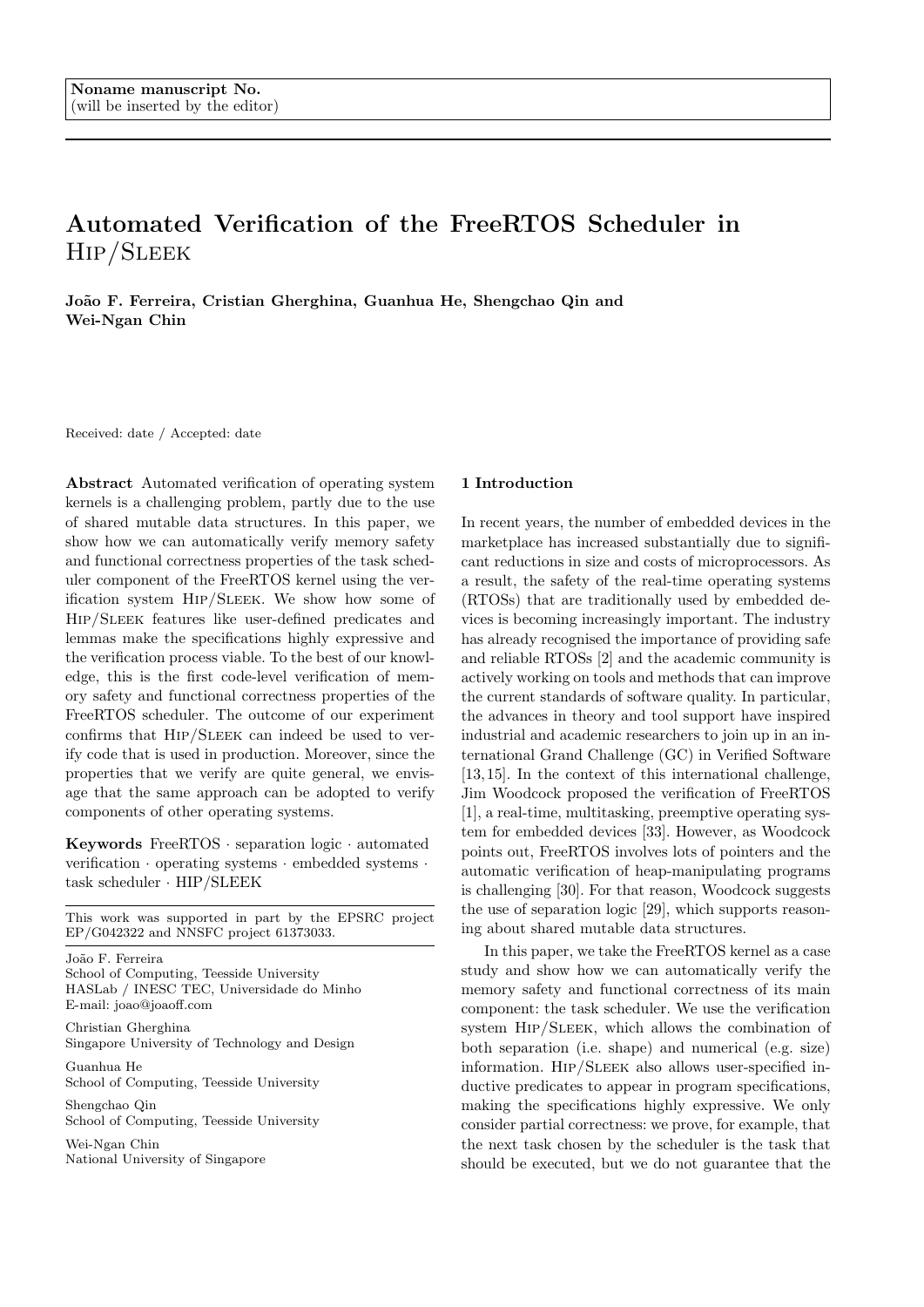Noname manuscript No.
(will be inserted by the editor)

# Automated Verification of the FreeRTOS Scheduler in Hip/Sleek

**João F. Ferreira, Cristian Gherghina, Guanhua He, Shengchao Qin and Wei-Ngan Chin**

Received: date / Accepted: date

**Abstract** Automated verification of operating system kernels is a challenging problem, partly due to the use of shared mutable data structures. In this paper, we show how we can automatically verify memory safety and functional correctness properties of the task scheduler component of the FreeRTOS kernel using the verification system Hip/Sleek. We show how some of Hip/Sleek features like user-defined predicates and lemmas make the specifications highly expressive and the verification process viable. To the best of our knowledge, this is the first code-level verification of memory safety and functional correctness properties of the FreeRTOS scheduler. The outcome of our experiment confirms that Hip/Sleek can indeed be used to verify code that is used in production. Moreover, since the properties that we verify are quite general, we envisage that the same approach can be adopted to verify components of other operating systems.

**Keywords** FreeRTOS · separation logic · automated verification · operating systems · embedded systems · task scheduler · HIP/SLEEK

This work was supported in part by the EPSRC project EP/G042322 and NNSFC project 61373033.

João F. Ferreira
School of Computing, Teesside University
HASLab / INESC TEC, Universidade do Minho
E-mail: joao@joaoff.com

Christian Gherghina
Singapore University of Technology and Design

Guanhua He
School of Computing, Teesside University

Shengchao Qin
School of Computing, Teesside University

Wei-Ngan Chin
National University of Singapore

## 1 Introduction

In recent years, the number of embedded devices in the marketplace has increased substantially due to significant reductions in size and costs of microprocessors. As a result, the safety of the real-time operating systems (RTOSs) that are traditionally used by embedded devices is becoming increasingly important. The industry has already recognised the importance of providing safe and reliable RTOSs [2] and the academic community is actively working on tools and methods that can improve the current standards of software quality. In particular, the advances in theory and tool support have inspired industrial and academic researchers to join up in an international Grand Challenge (GC) in Verified Software [13,15]. In the context of this international challenge, Jim Woodcock proposed the verification of FreeRTOS [1], a real-time, multitasking, preemptive operating system for embedded devices [33]. However, as Woodcock points out, FreeRTOS involves lots of pointers and the automatic verification of heap-manipulating programs is challenging [30]. For that reason, Woodcock suggests the use of separation logic [29], which supports reasoning about shared mutable data structures.

In this paper, we take the FreeRTOS kernel as a case study and show how we can automatically verify the memory safety and functional correctness of its main component: the task scheduler. We use the verification system Hip/Sleek, which allows the combination of both separation (i.e. shape) and numerical (e.g. size) information. Hip/Sleek also allows user-specified inductive predicates to appear in program specifications, making the specifications highly expressive. We only consider partial correctness: we prove, for example, that the next task chosen by the scheduler is the task that should be executed, but we do not guarantee that the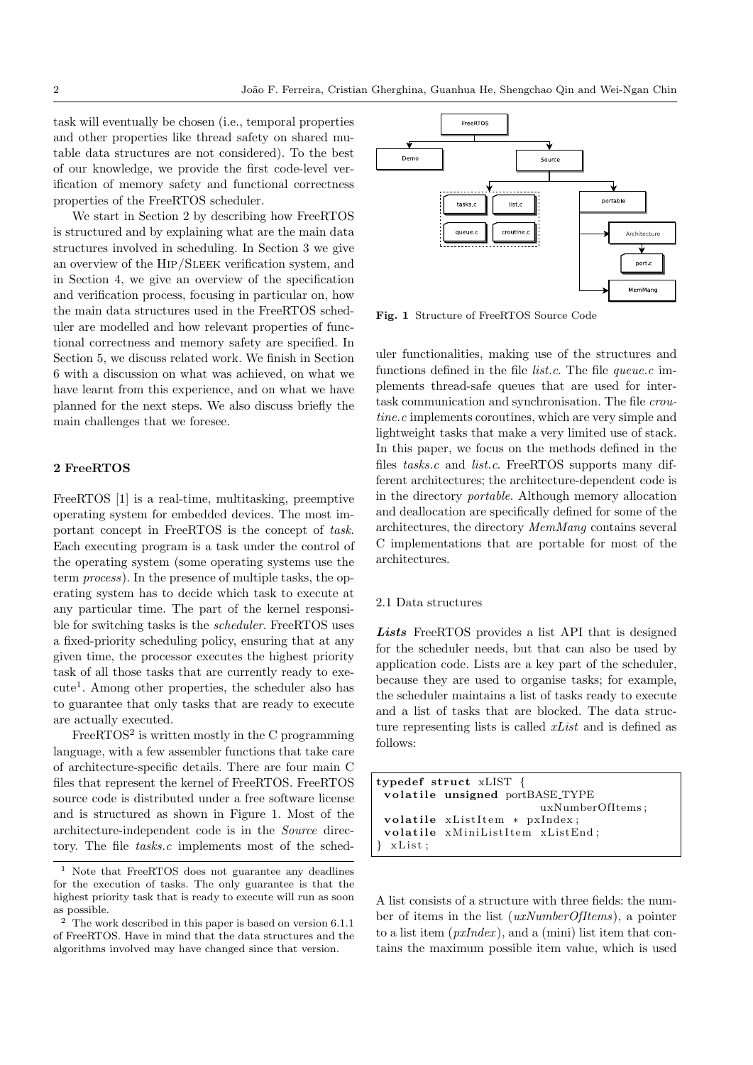task will eventually be chosen (i.e., temporal properties and other properties like thread safety on shared mutable data structures are not considered). To the best of our knowledge, we provide the first code-level verification of memory safety and functional correctness properties of the FreeRTOS scheduler.

We start in Section 2 by describing how FreeRTOS is structured and by explaining what are the main data structures involved in scheduling. In Section 3 we give an overview of the Hip/Sleek verification system, and in Section 4, we give an overview of the specification and verification process, focusing in particular on, how the main data structures used in the FreeRTOS scheduler are modelled and how relevant properties of functional correctness and memory safety are specified. In Section 5, we discuss related work. We finish in Section 6 with a discussion on what was achieved, on what we have learnt from this experience, and on what we have planned for the next steps. We also discuss briefly the main challenges that we foresee.

## 2 FreeRTOS

FreeRTOS [1] is a real-time, multitasking, preemptive operating system for embedded devices. The most important concept in FreeRTOS is the concept of *task*. Each executing program is a task under the control of the operating system (some operating systems use the term *process*). In the presence of multiple tasks, the operating system has to decide which task to execute at any particular time. The part of the kernel responsible for switching tasks is the *scheduler*. FreeRTOS uses a fixed-priority scheduling policy, ensuring that at any given time, the processor executes the highest priority task of all those tasks that are currently ready to execute[1]. Among other properties, the scheduler also has to guarantee that only tasks that are ready to execute are actually executed.

FreeRTOS[2] is written mostly in the C programming language, with a few assembler functions that take care of architecture-specific details. There are four main C files that represent the kernel of FreeRTOS. FreeRTOS source code is distributed under a free software license and is structured as shown in Figure 1. Most of the architecture-independent code is in the *Source* directory. The file *tasks.c* implements most of the scheduler functionalities, making use of the structures and functions defined in the file *list.c*. The file *queue.c* implements thread-safe queues that are used for inter-task communication and synchronisation. The file *croutine.c* implements coroutines, which are very simple and lightweight tasks that make a very limited use of stack. In this paper, we focus on the methods defined in the files *tasks.c* and *list.c*. FreeRTOS supports many different architectures; the architecture-dependent code is in the directory *portable*. Although memory allocation and deallocation are specifically defined for some of the architectures, the directory *MemMang* contains several C implementations that are portable for most of the architectures.

**Fig. 1** Structure of FreeRTOS Source Code

[1] Note that FreeRTOS does not guarantee any deadlines for the execution of tasks. The only guarantee is that the highest priority task that is ready to execute will run as soon as possible.

[2] The work described in this paper is based on version 6.1.1 of FreeRTOS. Have in mind that the data structures and the algorithms involved may have changed since that version.

### 2.1 Data structures

***Lists*** FreeRTOS provides a list API that is designed for the scheduler needs, but that can also be used by application code. Lists are a key part of the scheduler, because they are used to organise tasks; for example, the scheduler maintains a list of tasks ready to execute and a list of tasks that are blocked. The data structure representing lists is called *xList* and is defined as follows:

```
typedef struct xLIST {
 volatile unsigned portBASE_TYPE
                         uxNumberOfItems;
 volatile xListItem * pxIndex;
 volatile xMiniListItem xListEnd;
} xList;
```

A list consists of a structure with three fields: the number of items in the list (*uxNumberOfItems*), a pointer to a list item (*pxIndex*), and a (mini) list item that contains the maximum possible item value, which is used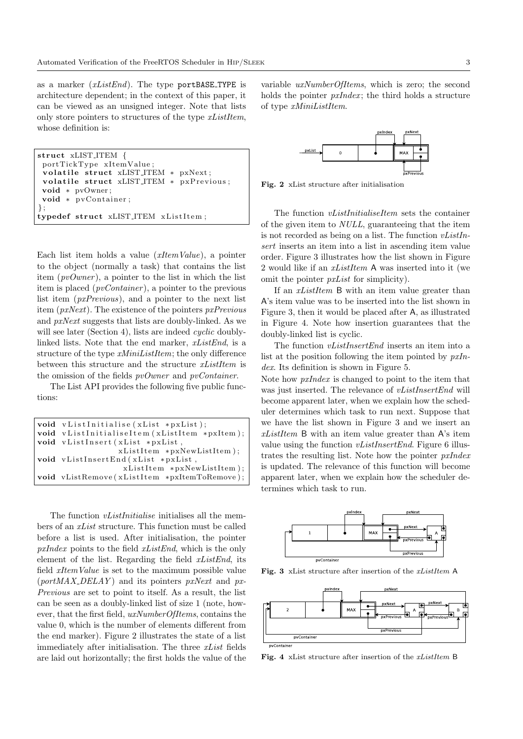as a marker (*xListEnd*). The type portBASE_TYPE is architecture dependent; in the context of this paper, it can be viewed as an unsigned integer. Note that lists only store pointers to structures of the type *xListItem*, whose definition is:

```
struct xLIST_ITEM {
 portTickType xItemValue;
 volatile struct xLIST_ITEM * pxNext;
 volatile struct xLIST_ITEM * pxPrevious;
 void * pvOwner;
 void * pvContainer;
};
typedef struct xLIST_ITEM xListItem;
```

Each list item holds a value (*xItemValue*), a pointer to the object (normally a task) that contains the list item (*pvOwner*), a pointer to the list in which the list item is placed (*pvContainer*), a pointer to the previous list item (*pxPrevious*), and a pointer to the next list item (*pxNext*). The existence of the pointers *pxPrevious* and *pxNext* suggests that lists are doubly-linked. As we will see later (Section 4), lists are indeed *cyclic* doubly-linked lists. Note that the end marker, *xListEnd*, is a structure of the type *xMiniListItem*; the only difference between this structure and the structure *xListItem* is the omission of the fields *pvOwner* and *pvContainer*.

The List API provides the following five public functions:

```
void vListInitialise(xList *pxList);
void vListInitialiseItem(xListItem *pxItem);
void vListInsert(xList *pxList,
                 xListItem *pxNewListItem);
void vListInsertEnd(xList *pxList,
                    xListItem *pxNewListItem);
void vListRemove(xListItem *pxItemToRemove);
```

The function *vListInitialise* initialises all the members of an *xList* structure. This function must be called before a list is used. After initialisation, the pointer *pxIndex* points to the field *xListEnd*, which is the only element of the list. Regarding the field *xListEnd*, its field *xItemValue* is set to the maximum possible value (*portMAX_DELAY*) and its pointers *pxNext* and *pxPrevious* are set to point to itself. As a result, the list can be seen as a doubly-linked list of size 1 (note, however, that the first field, *uxNumberOfItems*, contains the value 0, which is the number of elements different from the end marker). Figure 2 illustrates the state of a list immediately after initialisation. The three *xList* fields are laid out horizontally; the first holds the value of the variable *uxNumberOfItems*, which is zero; the second holds the pointer *pxIndex*; the third holds a structure of type *xMiniListItem*.

**Fig. 2** xList structure after initialisation

The function *vListInitialiseItem* sets the container of the given item to *NULL*, guaranteeing that the item is not recorded as being on a list. The function *vListInsert* inserts an item into a list in ascending item value order. Figure 3 illustrates how the list shown in Figure 2 would like if an *xListItem* A was inserted into it (we omit the pointer *pxList* for simplicity).

If an *xListItem* B with an item value greater than A's item value was to be inserted into the list shown in Figure 3, then it would be placed after A, as illustrated in Figure 4. Note how insertion guarantees that the doubly-linked list is cyclic.

The function *vListInsertEnd* inserts an item into a list at the position following the item pointed by *pxIndex*. Its definition is shown in Figure 5.

Note how *pxIndex* is changed to point to the item that was just inserted. The relevance of *vListInsertEnd* will become apparent later, when we explain how the scheduler determines which task to run next. Suppose that we have the list shown in Figure 3 and we insert an *xListItem* B with an item value greater than A's item value using the function *vListInsertEnd*. Figure 6 illustrates the resulting list. Note how the pointer *pxIndex* is updated. The relevance of this function will become apparent later, when we explain how the scheduler determines which task to run.

**Fig. 3** xList structure after insertion of the *xListItem* A

**Fig. 4** xList structure after insertion of the *xListItem* B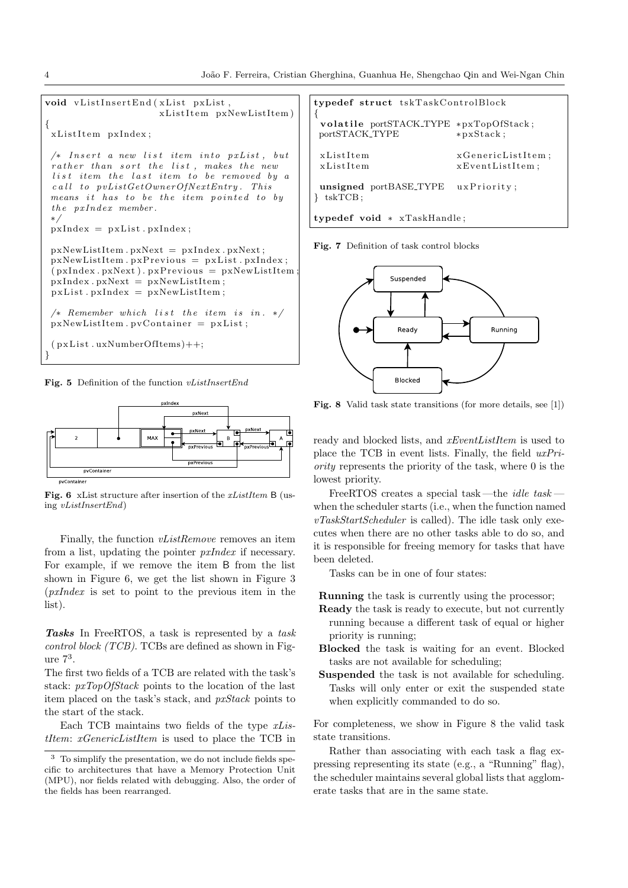```c
void vListInsertEnd(xList pxList,
                    xListItem pxNewListItem)
{
 xListItem pxIndex;

 /* Insert a new list item into pxList, but
 rather than sort the list, makes the new
 list item the last item to be removed by a
 call to pvListGetOwnerOfNextEntry. This
 means it has to be the item pointed to by
 the pxIndex member.
 */
 pxIndex = pxList.pxIndex;

 pxNewListItem.pxNext = pxIndex.pxNext;
 pxNewListItem.pxPrevious = pxList.pxIndex;
 (pxIndex.pxNext).pxPrevious = pxNewListItem;
 pxIndex.pxNext = pxNewListItem;
 pxList.pxIndex = pxNewListItem;

 /* Remember which list the item is in. */
 pxNewListItem.pvContainer = pxList;

 (pxList.uxNumberOfItems)++;
}
```

**Fig. 5** Definition of the function *vListInsertEnd*

**Fig. 6** xList structure after insertion of the *xListItem* B (using *vListInsertEnd*)

Finally, the function *vListRemove* removes an item from a list, updating the pointer *pxIndex* if necessary. For example, if we remove the item B from the list shown in Figure 6, we get the list shown in Figure 3 (*pxIndex* is set to point to the previous item in the list).

***Tasks*** In FreeRTOS, a task is represented by a *task control block (TCB)*. TCBs are defined as shown in Figure 7[3].

The first two fields of a TCB are related with the task's stack: *pxTopOfStack* points to the location of the last item placed on the task's stack, and *pxStack* points to the start of the stack.

Each TCB maintains two fields of the type *xListItem*: *xGenericListItem* is used to place the TCB in ready and blocked lists, and *xEventListItem* is used to place the TCB in event lists. Finally, the field *uxPriority* represents the priority of the task, where 0 is the lowest priority.

```c
typedef struct tskTaskControlBlock
{
 volatile portSTACK_TYPE *pxTopOfStack;
 portSTACK_TYPE          *pxStack;

 xListItem               xGenericListItem;
 xListItem               xEventListItem;

 unsigned portBASE_TYPE  uxPriority;
} tskTCB;

typedef void * xTaskHandle;
```

**Fig. 7** Definition of task control blocks

**Fig. 8** Valid task state transitions (for more details, see [1])

FreeRTOS creates a special task—the *idle task*—when the scheduler starts (i.e., when the function named *vTaskStartScheduler* is called). The idle task only executes when there are no other tasks able to do so, and it is responsible for freeing memory for tasks that have been deleted.

Tasks can be in one of four states:

- **Running** the task is currently using the processor;
- **Ready** the task is ready to execute, but not currently running because a different task of equal or higher priority is running;
- **Blocked** the task is waiting for an event. Blocked tasks are not available for scheduling;
- **Suspended** the task is not available for scheduling. Tasks will only enter or exit the suspended state when explicitly commanded to do so.

For completeness, we show in Figure 8 the valid task state transitions.

Rather than associating with each task a flag expressing representing its state (e.g., a "Running" flag), the scheduler maintains several global lists that agglomerate tasks that are in the same state.

[3] To simplify the presentation, we do not include fields specific to architectures that have a Memory Protection Unit (MPU), nor fields related with debugging. Also, the order of the fields has been rearranged.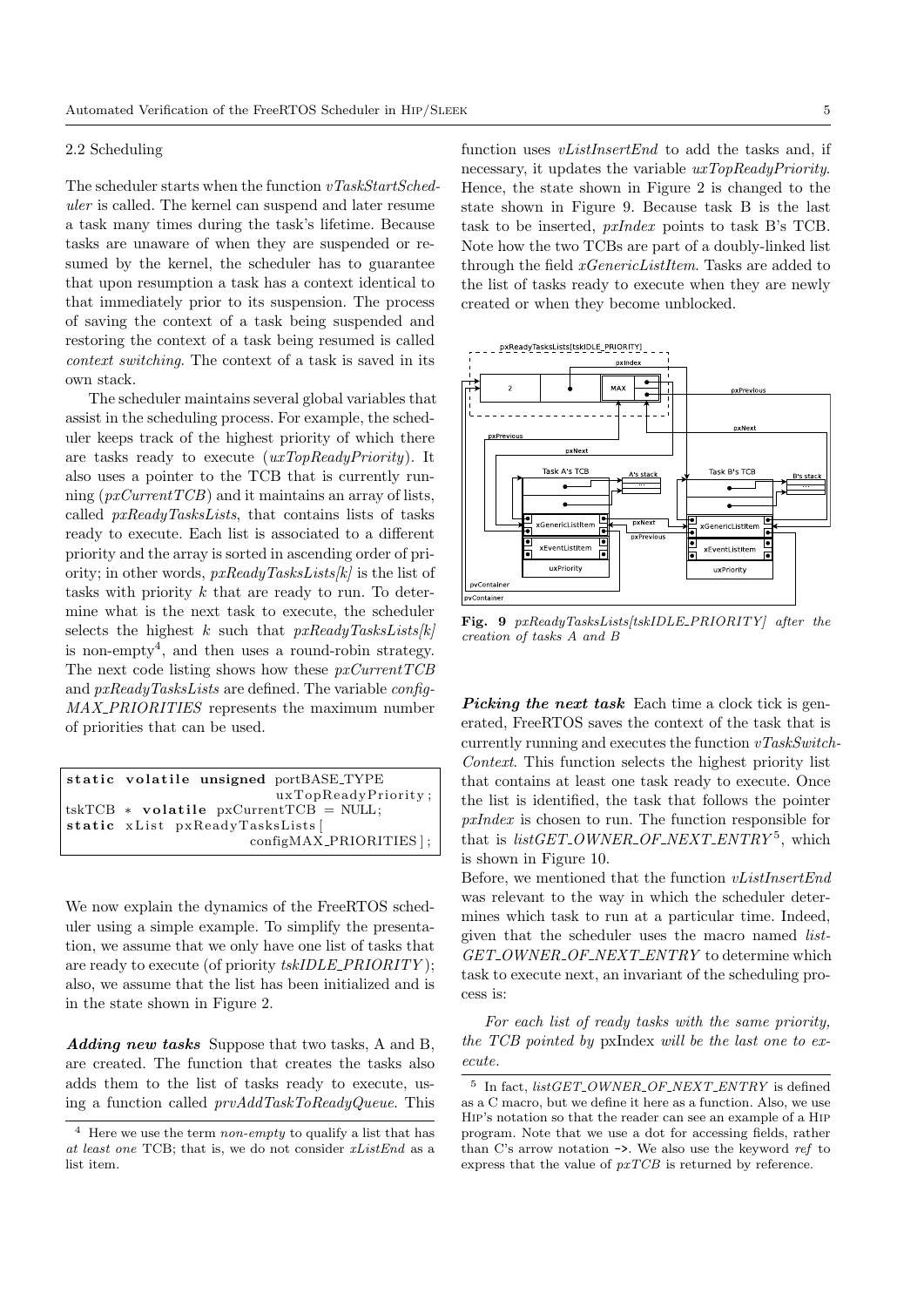2.2 Scheduling

The scheduler starts when the function *vTaskStartScheduler* is called. The kernel can suspend and later resume a task many times during the task's lifetime. Because tasks are unaware of when they are suspended or resumed by the kernel, the scheduler has to guarantee that upon resumption a task has a context identical to that immediately prior to its suspension. The process of saving the context of a task being suspended and restoring the context of a task being resumed is called *context switching*. The context of a task is saved in its own stack.

The scheduler maintains several global variables that assist in the scheduling process. For example, the scheduler keeps track of the highest priority of which there are tasks ready to execute (*uxTopReadyPriority*). It also uses a pointer to the TCB that is currently running (*pxCurrentTCB*) and it maintains an array of lists, called *pxReadyTasksLists*, that contains lists of tasks ready to execute. Each list is associated to a different priority and the array is sorted in ascending order of priority; in other words, *pxReadyTasksLists[k]* is the list of tasks with priority $k$ that are ready to run. To determine what is the next task to execute, the scheduler selects the highest $k$ such that *pxReadyTasksLists[k]* is non-empty[4], and then uses a round-robin strategy. The next code listing shows how these *pxCurrentTCB* and *pxReadyTasksLists* are defined. The variable *configMAX_PRIORITIES* represents the maximum number of priorities that can be used.

```
static volatile unsigned portBASE_TYPE
                              uxTopReadyPriority;
tskTCB * volatile pxCurrentTCB = NULL;
static xList pxReadyTasksLists[
                         configMAX_PRIORITIES];
```

We now explain the dynamics of the FreeRTOS scheduler using a simple example. To simplify the presentation, we assume that we only have one list of tasks that are ready to execute (of priority *tskIDLE_PRIORITY*); also, we assume that the list has been initialized and is in the state shown in Figure 2.

***Adding new tasks*** Suppose that two tasks, A and B, are created. The function that creates the tasks also adds them to the list of tasks ready to execute, using a function called *prvAddTaskToReadyQueue*. This function uses *vListInsertEnd* to add the tasks and, if necessary, it updates the variable *uxTopReadyPriority*. Hence, the state shown in Figure 2 is changed to the state shown in Figure 9. Because task B is the last task to be inserted, *pxIndex* points to task B's TCB. Note how the two TCBs are part of a doubly-linked list through the field *xGenericListItem*. Tasks are added to the list of tasks ready to execute when they are newly created or when they become unblocked.

**Fig. 9** *pxReadyTasksLists[tskIDLE_PRIORITY] after the creation of tasks A and B*

***Picking the next task*** Each time a clock tick is generated, FreeRTOS saves the context of the task that is currently running and executes the function *vTaskSwitchContext*. This function selects the highest priority list that contains at least one task ready to execute. Once the list is identified, the task that follows the pointer *pxIndex* is chosen to run. The function responsible for that is *listGET_OWNER_OF_NEXT_ENTRY*[5], which is shown in Figure 10.

Before, we mentioned that the function *vListInsertEnd* was relevant to the way in which the scheduler determines which task to run at a particular time. Indeed, given that the scheduler uses the macro named *listGET_OWNER_OF_NEXT_ENTRY* to determine which task to execute next, an invariant of the scheduling process is:

*For each list of ready tasks with the same priority, the TCB pointed by* pxIndex *will be the last one to execute.*

[4] Here we use the term *non-empty* to qualify a list that has *at least one* TCB; that is, we do not consider *xListEnd* as a list item.

[5] In fact, *listGET_OWNER_OF_NEXT_ENTRY* is defined as a C macro, but we define it here as a function. Also, we use Hip's notation so that the reader can see an example of a Hip program. Note that we use a dot for accessing fields, rather than C's arrow notation `->`. We also use the keyword *ref* to express that the value of *pxTCB* is returned by reference.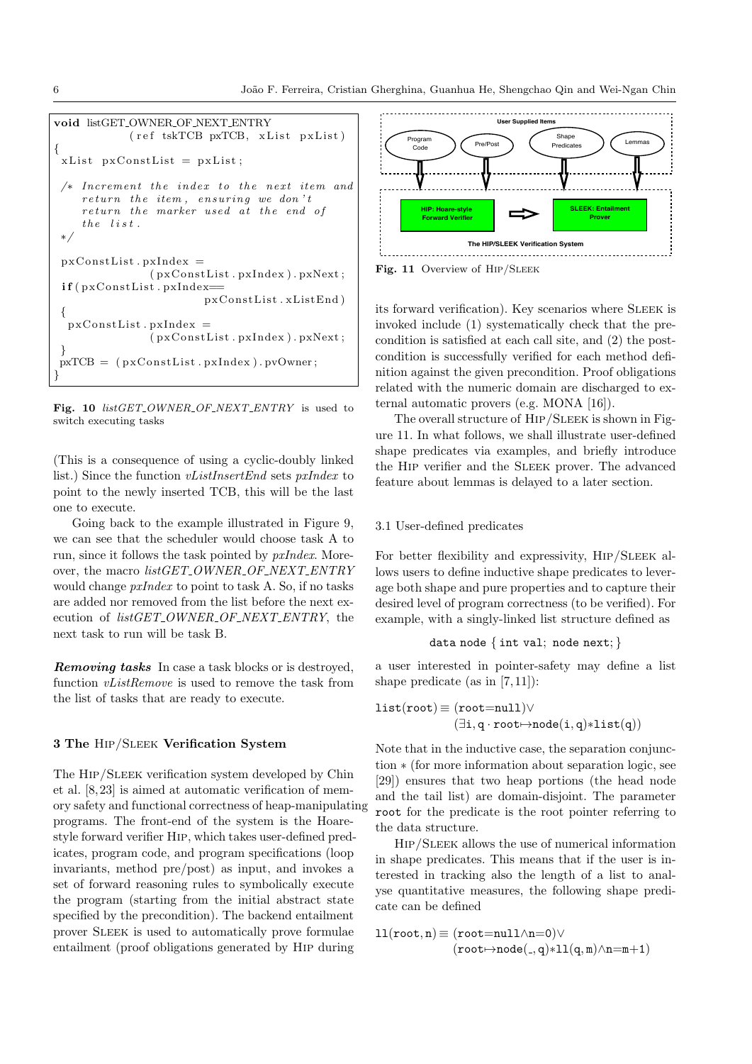```
void listGET_OWNER_OF_NEXT_ENTRY
          ( ref tskTCB pxTCB, xList pxList )
{
 xList pxConstList = pxList;

 /* Increment the index to the next item and
    return the item, ensuring we don't
    return the marker used at the end of
    the list.
 */

 pxConstList.pxIndex =
              (pxConstList.pxIndex).pxNext;
 if(pxConstList.pxIndex==
                         pxConstList.xListEnd)
 {
  pxConstList.pxIndex =
              (pxConstList.pxIndex).pxNext;
 }
 pxTCB = (pxConstList.pxIndex).pvOwner;
}
```

**Fig. 10** *listGET_OWNER_OF_NEXT_ENTRY* is used to switch executing tasks

(This is a consequence of using a cyclic-doubly linked list.) Since the function *vListInsertEnd* sets *pxIndex* to point to the newly inserted TCB, this will be the last one to execute.

Going back to the example illustrated in Figure 9, we can see that the scheduler would choose task A to run, since it follows the task pointed by *pxIndex*. Moreover, the macro *listGET_OWNER_OF_NEXT_ENTRY* would change *pxIndex* to point to task A. So, if no tasks are added nor removed from the list before the next execution of *listGET_OWNER_OF_NEXT_ENTRY*, the next task to run will be task B.

***Removing tasks*** In case a task blocks or is destroyed, function *vListRemove* is used to remove the task from the list of tasks that are ready to execute.

## 3 The Hip/Sleek Verification System

The Hip/Sleek verification system developed by Chin et al. [8,23] is aimed at automatic verification of memory safety and functional correctness of heap-manipulating programs. The front-end of the system is the Hoare-style forward verifier Hip, which takes user-defined predicates, program code, and program specifications (loop invariants, method pre/post) as input, and invokes a set of forward reasoning rules to symbolically execute the program (starting from the initial abstract state specified by the precondition). The backend entailment prover Sleek is used to automatically prove formulae entailment (proof obligations generated by Hip during its forward verification). Key scenarios where Sleek is invoked include (1) systematically check that the precondition is satisfied at each call site, and (2) the postcondition is successfully verified for each method definition against the given precondition. Proof obligations related with the numeric domain are discharged to external automatic provers (e.g. MONA [16]).

User Supplied Items: Program Code, Pre/Post, Shape Predicates, Lemmas

HIP: Hoare-style Forward Verifier ⇒ SLEEK: Entailment Prover

The HIP/SLEEK Verification System

**Fig. 11** Overview of Hip/Sleek

The overall structure of Hip/Sleek is shown in Figure 11. In what follows, we shall illustrate user-defined shape predicates via examples, and briefly introduce the Hip verifier and the Sleek prover. The advanced feature about lemmas is delayed to a later section.

### 3.1 User-defined predicates

For better flexibility and expressivity, Hip/Sleek allows users to define inductive shape predicates to leverage both shape and pure properties and to capture their desired level of program correctness (to be verified). For example, with a singly-linked list structure defined as

$$\texttt{data node } \{ \texttt{ int val; node next;} \}$$

a user interested in pointer-safety may define a list shape predicate (as in [7,11]):

$$\texttt{list(root)} \equiv (\texttt{root=null}) \vee (\exists \texttt{i}, \texttt{q} \cdot \texttt{root} \mapsto \texttt{node(i,q)} * \texttt{list(q)})$$

Note that in the inductive case, the separation conjunction $*$ (for more information about separation logic, see [29]) ensures that two heap portions (the head node and the tail list) are domain-disjoint. The parameter `root` for the predicate is the root pointer referring to the data structure.

Hip/Sleek allows the use of numerical information in shape predicates. This means that if the user is interested in tracking also the length of a list to analyse quantitative measures, the following shape predicate can be defined

$$\texttt{ll(root,n)} \equiv (\texttt{root=null} \wedge \texttt{n=0}) \vee (\texttt{root} \mapsto \texttt{node(\_,q)} * \texttt{ll(q,m)} \wedge \texttt{n=m+1})$$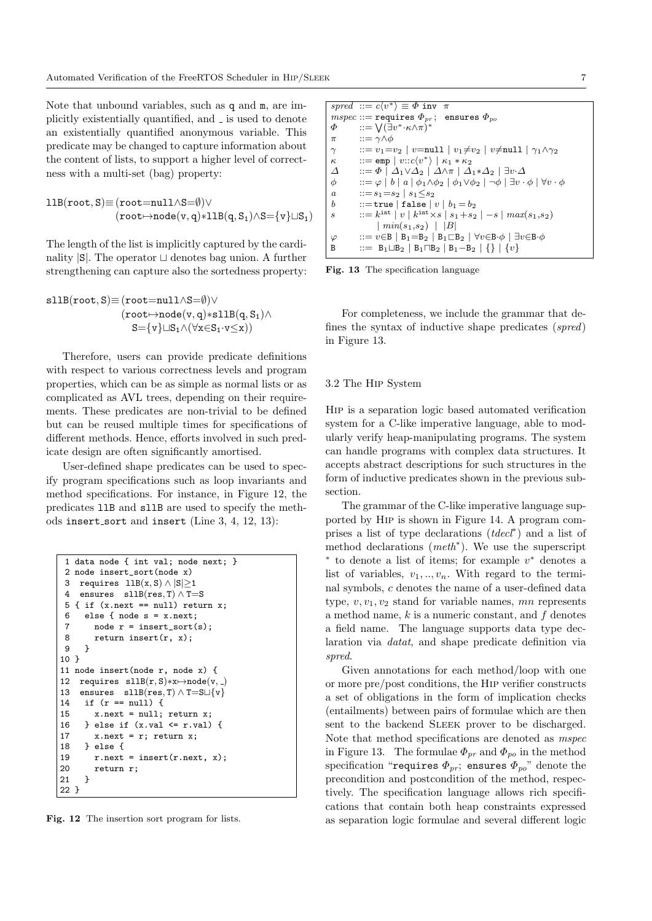Note that unbound variables, such as q and m, are implicitly existentially quantified, and _ is used to denote an existentially quantified anonymous variable. This predicate may be changed to capture information about the content of lists, to support a higher level of correctness with a multi-set (bag) property:

$$\texttt{llB(root, S)} \equiv (\texttt{root}{=}\texttt{null} \wedge \texttt{S}{=}\emptyset) \vee (\texttt{root} \mapsto \texttt{node(v, q)} * \texttt{llB(q, S}_1) \wedge \texttt{S}{=}\{\texttt{v}\} \sqcup \texttt{S}_1)$$

The length of the list is implicitly captured by the cardinality $|\texttt{S}|$. The operator $\sqcup$ denotes bag union. A further strengthening can capture also the sortedness property:

$$\texttt{sllB(root, S)} \equiv (\texttt{root}{=}\texttt{null} \wedge \texttt{S}{=}\emptyset) \vee (\texttt{root} \mapsto \texttt{node(v, q)} * \texttt{sllB(q, S}_1) \wedge \texttt{S}{=}\{\texttt{v}\} \sqcup \texttt{S}_1 \wedge (\forall \texttt{x} \in \texttt{S}_1 \cdot \texttt{v} \leq \texttt{x}))$$

Therefore, users can provide predicate definitions with respect to various correctness levels and program properties, which can be as simple as normal lists or as complicated as AVL trees, depending on their requirements. These predicates are non-trivial to be defined but can be reused multiple times for specifications of different methods. Hence, efforts involved in such predicate design are often significantly amortised.

User-defined shape predicates can be used to specify program specifications such as loop invariants and method specifications. For instance, in Figure 12, the predicates llB and sllB are used to specify the methods insert_sort and insert (Line 3, 4, 12, 13):

```
 1 data node { int val; node next; }
 2 node insert_sort(node x)
 3  requires llB(x,S) ∧ |S|≥1
 4  ensures  sllB(res,T) ∧ T=S
 5 { if (x.next == null) return x;
 6   else { node s = x.next;
 7     node r = insert_sort(s);
 8     return insert(r, x);
 9   }
10 }
11 node insert(node r, node x) {
12  requires sllB(r,S)*x↦node(v,_)
13  ensures  sllB(res,T) ∧ T=S⊔{v}
14   if (r == null) {
15     x.next = null; return x;
16   } else if (x.val <= r.val) {
17     x.next = r; return x;
18   } else {
19     r.next = insert(r.next, x);
20     return r;
21   }
22 }
```

**Fig. 12** The insertion sort program for lists.

| | | |
|---|---|---|
| *spred* | ::= | $c\langle v^*\rangle \equiv \Phi$ inv $\pi$ |
| *mspec* | ::= | requires $\Phi_{pr}$; ensures $\Phi_{po}$ |
| $\Phi$ | ::= | $\bigvee(\exists v^* \cdot \kappa \wedge \pi)^*$ |
| $\pi$ | ::= | $\gamma \wedge \phi$ |
| $\gamma$ | ::= | $v_1{=}v_2 \mid v{=}\texttt{null} \mid v_1{\neq}v_2 \mid v{\neq}\texttt{null} \mid \gamma_1 \wedge \gamma_2$ |
| $\kappa$ | ::= | $\texttt{emp} \mid v{::}c\langle v^*\rangle \mid \kappa_1 * \kappa_2$ |
| $\Delta$ | ::= | $\Phi \mid \Delta_1 \vee \Delta_2 \mid \Delta \wedge \pi \mid \Delta_1 * \Delta_2 \mid \exists v \cdot \Delta$ |
| $\phi$ | ::= | $\varphi \mid b \mid a \mid \phi_1 \wedge \phi_2 \mid \phi_1 \vee \phi_2 \mid \neg\phi \mid \exists v \cdot \phi \mid \forall v \cdot \phi$ |
| $a$ | ::= | $s_1{=}s_2 \mid s_1{\leq}s_2$ |
| $b$ | ::= | $\texttt{true} \mid \texttt{false} \mid v \mid b_1{=}b_2$ |
| $s$ | ::= | $k^{\texttt{int}} \mid v \mid k^{\texttt{int}}{\times}s \mid s_1{+}s_2 \mid -s \mid max(s_1,s_2) \mid min(s_1,s_2) \mid \lvert B\rvert$ |
| $\varphi$ | ::= | $v{\in}\texttt{B} \mid \texttt{B}_1{=}\texttt{B}_2 \mid \texttt{B}_1{\sqsubset}\texttt{B}_2 \mid \forall v{\in}\texttt{B}{\cdot}\phi \mid \exists v{\in}\texttt{B}{\cdot}\phi$ |
| B | ::= | $\texttt{B}_1{\sqcup}\texttt{B}_2 \mid \texttt{B}_1{\sqcap}\texttt{B}_2 \mid \texttt{B}_1{-}\texttt{B}_2 \mid \{\} \mid \{v\}$ |

**Fig. 13** The specification language

For completeness, we include the grammar that defines the syntax of inductive shape predicates (*spred*) in Figure 13.

### 3.2 The Hip System

Hip is a separation logic based automated verification system for a C-like imperative language, able to modularly verify heap-manipulating programs. The system can handle programs with complex data structures. It accepts abstract descriptions for such structures in the form of inductive predicates shown in the previous subsection.

The grammar of the C-like imperative language supported by Hip is shown in Figure 14. A program comprises a list of type declarations ($tdecl^*$) and a list of method declarations ($meth^*$). We use the superscript $^*$ to denote a list of items; for example $v^*$ denotes a list of variables, $v_1, .., v_n$. With regard to the terminal symbols, $c$ denotes the name of a user-defined data type, $v, v_1, v_2$ stand for variable names, $mn$ represents a method name, $k$ is a numeric constant, and $f$ denotes a field name. The language supports data type declaration via *datat*, and shape predicate definition via *spred*.

Given annotations for each method/loop with one or more pre/post conditions, the Hip verifier constructs a set of obligations in the form of implication checks (entailments) between pairs of formulae which are then sent to the backend Sleek prover to be discharged. Note that method specifications are denoted as *mspec* in Figure 13. The formulae $\Phi_{pr}$ and $\Phi_{po}$ in the method specification "requires $\Phi_{pr}$; ensures $\Phi_{po}$" denote the precondition and postcondition of the method, respectively. The specification language allows rich specifications that contain both heap constraints expressed as separation logic formulae and several different logic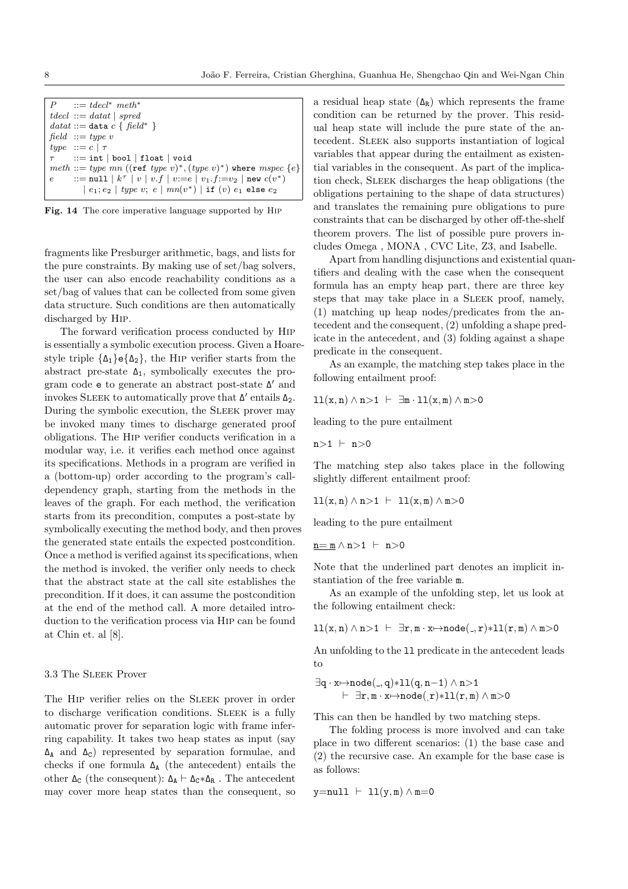```
P     ::= tdecl* meth*
tdecl ::= datat | spred
datat ::= data c { field* }
field ::= type v
type  ::= c | τ
τ     ::= int | bool | float | void
meth  ::= type mn ((ref type v)*, (type v)*) where mspec {e}
e     ::= null | k^τ | v | v.f | v:=e | v1.f:=v2 | new c(v*)
        | e1; e2 | type v; e | mn(v*) | if (v) e1 else e2
```

**Fig. 14** The core imperative language supported by Hip

fragments like Presburger arithmetic, bags, and lists for the pure constraints. By making use of set/bag solvers, the user can also encode reachability conditions as a set/bag of values that can be collected from some given data structure. Such conditions are then automatically discharged by Hip.

The forward verification process conducted by Hip is essentially a symbolic execution process. Given a Hoare-style triple $\{\Delta_1\}\mathtt{e}\{\Delta_2\}$, the Hip verifier starts from the abstract pre-state $\Delta_1$, symbolically executes the program code $\mathtt{e}$ to generate an abstract post-state $\Delta'$ and invokes Sleek to automatically prove that $\Delta'$ entails $\Delta_2$. During the symbolic execution, the Sleek prover may be invoked many times to discharge generated proof obligations. The Hip verifier conducts verification in a modular way, i.e. it verifies each method once against its specifications. Methods in a program are verified in a (bottom-up) order according to the program's call-dependency graph, starting from the methods in the leaves of the graph. For each method, the verification starts from its precondition, computes a post-state by symbolically executing the method body, and then proves the generated state entails the expected postcondition. Once a method is verified against its specifications, when the method is invoked, the verifier only needs to check that the abstract state at the call site establishes the precondition. If it does, it can assume the postcondition at the end of the method call. A more detailed introduction to the verification process via Hip can be found at Chin et. al [8].

### 3.3 The Sleek Prover

The Hip verifier relies on the Sleek prover in order to discharge verification conditions. Sleek is a fully automatic prover for separation logic with frame inferring capability. It takes two heap states as input (say $\Delta_A$ and $\Delta_C$) represented by separation formulae, and checks if one formula $\Delta_A$ (the antecedent) entails the other $\Delta_C$ (the consequent): $\Delta_A \vdash \Delta_C * \Delta_R$ . The antecedent may cover more heap states than the consequent, so a residual heap state ($\Delta_R$) which represents the frame condition can be returned by the prover. This residual heap state will include the pure state of the antecedent. Sleek also supports instantiation of logical variables that appear during the entailment as existential variables in the consequent. As part of the implication check, Sleek discharges the heap obligations (the obligations pertaining to the shape of data structures) and translates the remaining pure obligations to pure constraints that can be discharged by other off-the-shelf theorem provers. The list of possible pure provers includes Omega , MONA , CVC Lite, Z3, and Isabelle.

Apart from handling disjunctions and existential quantifiers and dealing with the case when the consequent formula has an empty heap part, there are three key steps that may take place in a Sleek proof, namely, (1) matching up heap nodes/predicates from the antecedent and the consequent, (2) unfolding a shape predicate in the antecedent, and (3) folding against a shape predicate in the consequent.

As an example, the matching step takes place in the following entailment proof:

$$\mathtt{ll(x,n)} \wedge \mathtt{n{>}1} \ \vdash \ \exists \mathtt{m} \cdot \mathtt{ll(x,m)} \wedge \mathtt{m{>}0}$$

leading to the pure entailment

$$\mathtt{n{>}1} \ \vdash \ \mathtt{n{>}0}$$

The matching step also takes place in the following slightly different entailment proof:

$$\mathtt{ll(x,n)} \wedge \mathtt{n{>}1} \ \vdash \ \mathtt{ll(x,m)} \wedge \mathtt{m{>}0}$$

leading to the pure entailment

$$\underline{\mathtt{n{=}m}} \wedge \mathtt{n{>}1} \ \vdash \ \mathtt{n{>}0}$$

Note that the underlined part denotes an implicit instantiation of the free variable m.

As an example of the unfolding step, let us look at the following entailment check:

$$\mathtt{ll(x,n)} \wedge \mathtt{n{>}1} \ \vdash \ \exists \mathtt{r,m} \cdot \mathtt{x{\mapsto}node(\_,r){*}ll(r,m)} \wedge \mathtt{m{>}0}$$

An unfolding to the ll predicate in the antecedent leads to

$$\exists \mathtt{q} \cdot \mathtt{x{\mapsto}node(\_,q){*}ll(q,n{-}1)} \wedge \mathtt{n{>}1} \ \vdash \ \exists \mathtt{r,m} \cdot \mathtt{x{\mapsto}node(,r){*}ll(r,m)} \wedge \mathtt{m{>}0}$$

This can then be handled by two matching steps.

The folding process is more involved and can take place in two different scenarios: (1) the base case and (2) the recursive case. An example for the base case is as follows:

$$\mathtt{y{=}null} \ \vdash \ \mathtt{ll(y,m)} \wedge \mathtt{m{=}0}$$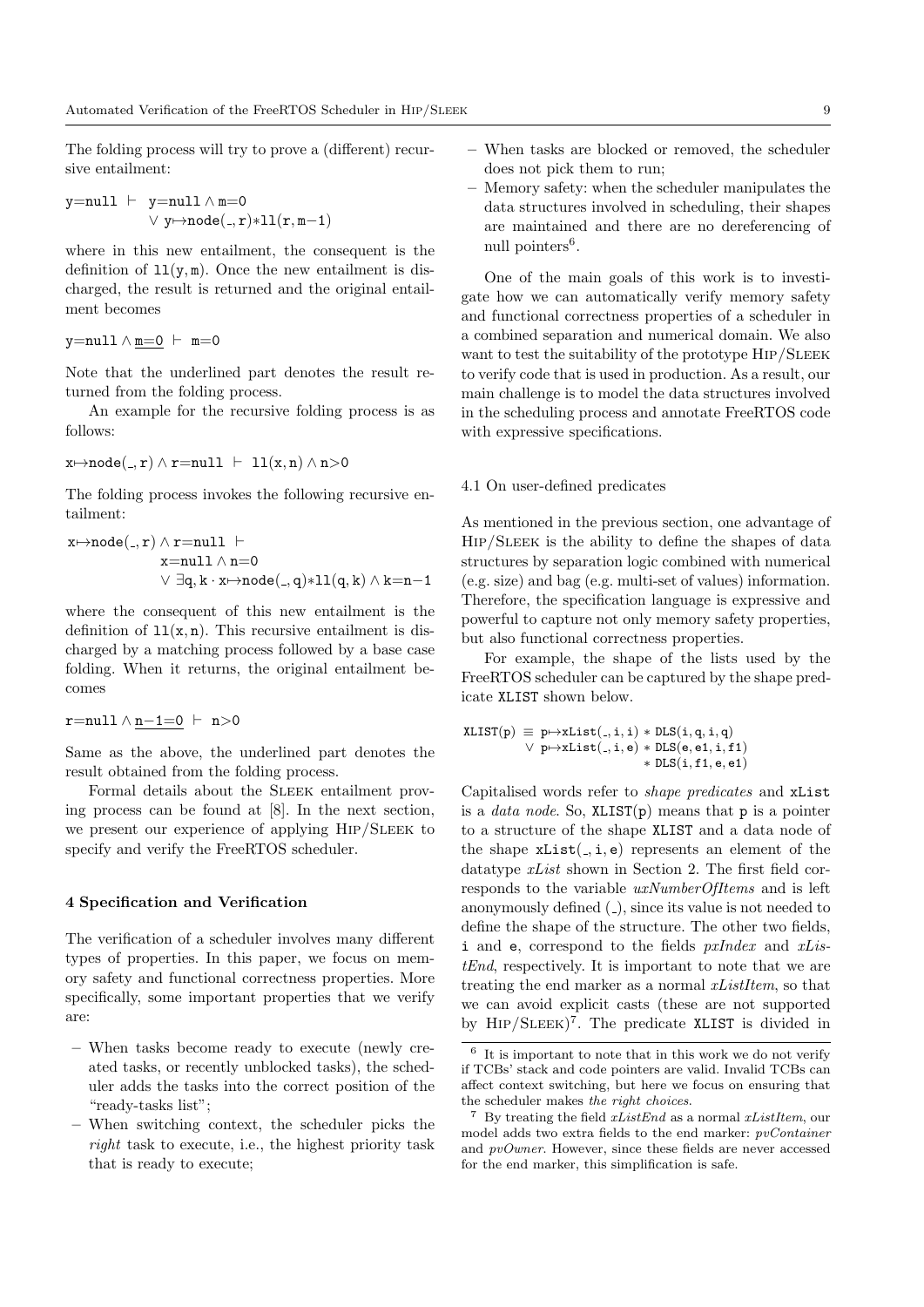The folding process will try to prove a (different) recursive entailment:

$$\texttt{y=null} \vdash \texttt{y=null} \wedge \texttt{m=0} \vee \texttt{y}{\mapsto}\texttt{node}(\_, \texttt{r}) {*} \texttt{ll}(\texttt{r}, \texttt{m}{-}1)$$

where in this new entailment, the consequent is the definition of $\texttt{ll}(\texttt{y}, \texttt{m})$. Once the new entailment is discharged, the result is returned and the original entailment becomes

$$\texttt{y=null} \wedge \underline{\texttt{m=0}} \vdash \texttt{m=0}$$

Note that the underlined part denotes the result returned from the folding process.

An example for the recursive folding process is as follows:

$$\texttt{x}{\mapsto}\texttt{node}(\_, \texttt{r}) \wedge \texttt{r=null} \vdash \texttt{ll}(\texttt{x}, \texttt{n}) \wedge \texttt{n}{>}0$$

The folding process invokes the following recursive entailment:

$$\texttt{x}{\mapsto}\texttt{node}(\_, \texttt{r}) \wedge \texttt{r=null} \vdash \texttt{x=null} \wedge \texttt{n=0} \vee \exists \texttt{q}, \texttt{k} \cdot \texttt{x}{\mapsto}\texttt{node}(\_, \texttt{q}) {*} \texttt{ll}(\texttt{q}, \texttt{k}) \wedge \texttt{k=n}{-}1$$

where the consequent of this new entailment is the definition of $\texttt{ll}(\texttt{x}, \texttt{n})$. This recursive entailment is discharged by a matching process followed by a base case folding. When it returns, the original entailment becomes

$$\texttt{r=null} \wedge \underline{\texttt{n}{-}1{=}0} \vdash \texttt{n}{>}0$$

Same as the above, the underlined part denotes the result obtained from the folding process.

Formal details about the SLEEK entailment proving process can be found at [8]. In the next section, we present our experience of applying HIP/SLEEK to specify and verify the FreeRTOS scheduler.

## 4 Specification and Verification

The verification of a scheduler involves many different types of properties. In this paper, we focus on memory safety and functional correctness properties. More specifically, some important properties that we verify are:

- When tasks become ready to execute (newly created tasks, or recently unblocked tasks), the scheduler adds the tasks into the correct position of the "ready-tasks list";
- When switching context, the scheduler picks the *right* task to execute, i.e., the highest priority task that is ready to execute;
- When tasks are blocked or removed, the scheduler does not pick them to run;
- Memory safety: when the scheduler manipulates the data structures involved in scheduling, their shapes are maintained and there are no dereferencing of null pointers[6].

One of the main goals of this work is to investigate how we can automatically verify memory safety and functional correctness properties of a scheduler in a combined separation and numerical domain. We also want to test the suitability of the prototype HIP/SLEEK to verify code that is used in production. As a result, our main challenge is to model the data structures involved in the scheduling process and annotate FreeRTOS code with expressive specifications.

### 4.1 On user-defined predicates

As mentioned in the previous section, one advantage of HIP/SLEEK is the ability to define the shapes of data structures by separation logic combined with numerical (e.g. size) and bag (e.g. multi-set of values) information. Therefore, the specification language is expressive and powerful to capture not only memory safety properties, but also functional correctness properties.

For example, the shape of the lists used by the FreeRTOS scheduler can be captured by the shape predicate XLIST shown below.

$$\begin{aligned}\texttt{XLIST}(\texttt{p}) \equiv\ & \texttt{p}{\mapsto}\texttt{xList}(\_, \texttt{i}, \texttt{i}) {*} \texttt{DLS}(\texttt{i}, \texttt{q}, \texttt{i}, \texttt{q}) \\ \vee\ & \texttt{p}{\mapsto}\texttt{xList}(\_, \texttt{i}, \texttt{e}) {*} \texttt{DLS}(\texttt{e}, \texttt{e1}, \texttt{i}, \texttt{f1}) \\ & {*} \texttt{DLS}(\texttt{i}, \texttt{f1}, \texttt{e}, \texttt{e1})\end{aligned}$$

Capitalised words refer to *shape predicates* and xList is a *data node*. So, XLIST(p) means that p is a pointer to a structure of the shape XLIST and a data node of the shape $\texttt{xList}(\_, \texttt{i}, \texttt{e})$ represents an element of the datatype *xList* shown in Section 2. The first field corresponds to the variable *uxNumberOfItems* and is left anonymously defined (_), since its value is not needed to define the shape of the structure. The other two fields, i and e, correspond to the fields *pxIndex* and *xListEnd*, respectively. It is important to note that we are treating the end marker as a normal *xListItem*, so that we can avoid explicit casts (these are not supported by HIP/SLEEK)[7]. The predicate XLIST is divided in

---

[6] It is important to note that in this work we do not verify if TCBs' stack and code pointers are valid. Invalid TCBs can affect context switching, but here we focus on ensuring that the scheduler makes *the right choices*.

[7] By treating the field *xListEnd* as a normal *xListItem*, our model adds two extra fields to the end marker: *pvContainer* and *pvOwner*. However, since these fields are never accessed for the end marker, this simplification is safe.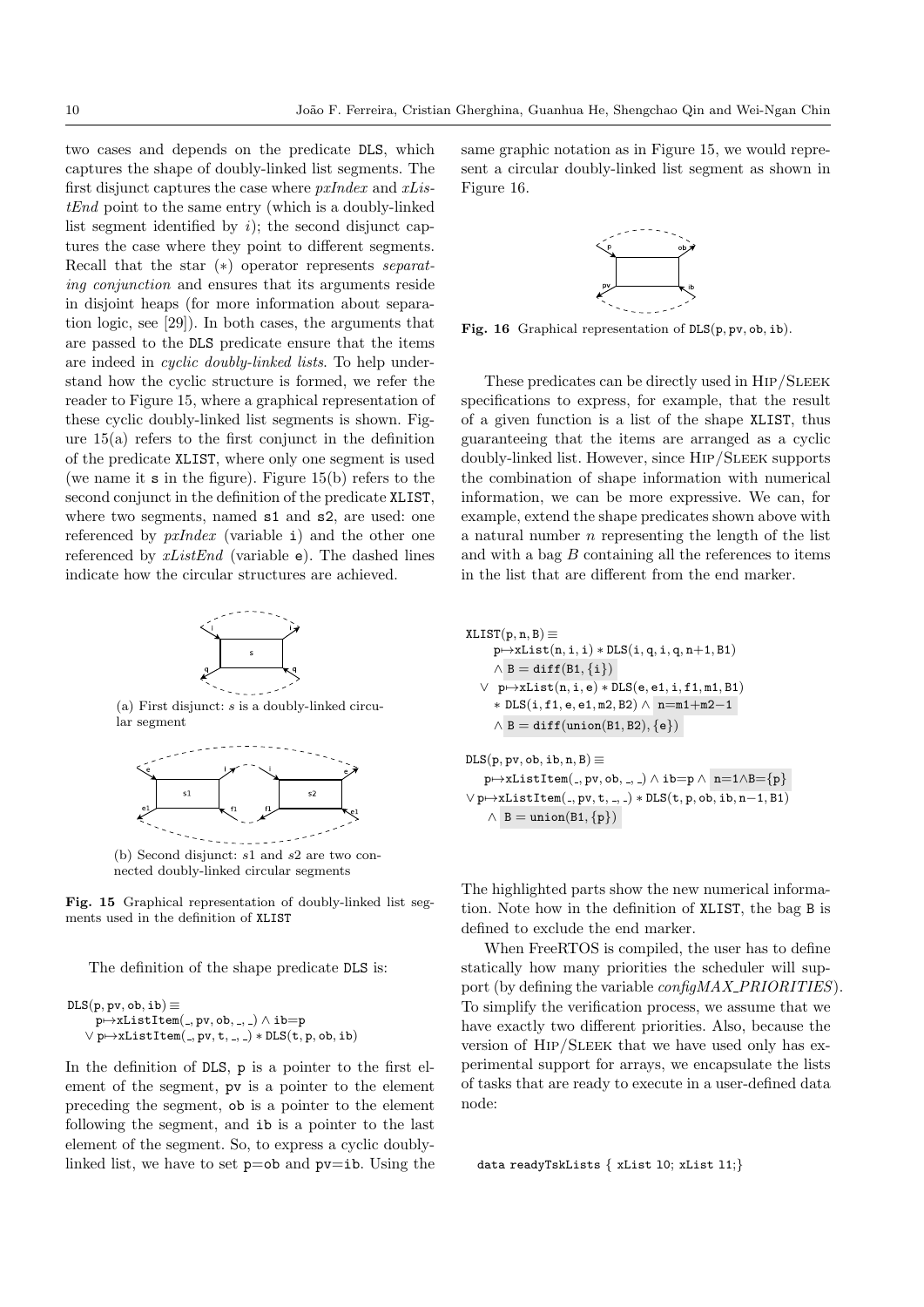two cases and depends on the predicate DLS, which captures the shape of doubly-linked list segments. The first disjunct captures the case where *pxIndex* and *xListEnd* point to the same entry (which is a doubly-linked list segment identified by *i*); the second disjunct captures the case where they point to different segments. Recall that the star (∗) operator represents *separating conjunction* and ensures that its arguments reside in disjoint heaps (for more information about separation logic, see [29]). In both cases, the arguments that are passed to the DLS predicate ensure that the items are indeed in *cyclic doubly-linked lists*. To help understand how the cyclic structure is formed, we refer the reader to Figure 15, where a graphical representation of these cyclic doubly-linked list segments is shown. Figure 15(a) refers to the first conjunct in the definition of the predicate XLIST, where only one segment is used (we name it s in the figure). Figure 15(b) refers to the second conjunct in the definition of the predicate XLIST, where two segments, named s1 and s2, are used: one referenced by *pxIndex* (variable i) and the other one referenced by *xListEnd* (variable e). The dashed lines indicate how the circular structures are achieved.

(a) First disjunct: *s* is a doubly-linked circular segment

(b) Second disjunct: *s*1 and *s*2 are two connected doubly-linked circular segments

**Fig. 15** Graphical representation of doubly-linked list segments used in the definition of XLIST

The definition of the shape predicate DLS is:

```
DLS(p, pv, ob, ib) ≡
    p↦xListItem(_, pv, ob, _, _) ∧ ib=p
  ∨ p↦xListItem(_, pv, t, _, _) ∗ DLS(t, p, ob, ib)
```

In the definition of DLS, p is a pointer to the first element of the segment, pv is a pointer to the element preceding the segment, ob is a pointer to the element following the segment, and ib is a pointer to the last element of the segment. So, to express a cyclic doubly-linked list, we have to set p=ob and pv=ib. Using the same graphic notation as in Figure 15, we would represent a circular doubly-linked list segment as shown in Figure 16.

**Fig. 16** Graphical representation of DLS(p, pv, ob, ib).

These predicates can be directly used in Hip/Sleek specifications to express, for example, that the result of a given function is a list of the shape XLIST, thus guaranteeing that the items are arranged as a cyclic doubly-linked list. However, since Hip/Sleek supports the combination of shape information with numerical information, we can be more expressive. We can, for example, extend the shape predicates shown above with a natural number $n$ representing the length of the list and with a bag $B$ containing all the references to items in the list that are different from the end marker.

```
XLIST(p, n, B) ≡
    p↦xList(n, i, i) ∗ DLS(i, q, i, q, n+1, B1)
    ∧ B = diff(B1, {i})
  ∨ p↦xList(n, i, e) ∗ DLS(e, e1, i, f1, m1, B1)
    ∗ DLS(i, f1, e, e1, m2, B2) ∧ n=m1+m2−1
    ∧ B = diff(union(B1, B2), {e})

DLS(p, pv, ob, ib, n, B) ≡
    p↦xListItem(_, pv, ob, _, _) ∧ ib=p ∧ n=1∧B={p}
  ∨ p↦xListItem(_, pv, t, _, _) ∗ DLS(t, p, ob, ib, n−1, B1)
    ∧ B = union(B1, {p})
```

The highlighted parts show the new numerical information. Note how in the definition of XLIST, the bag B is defined to exclude the end marker.

When FreeRTOS is compiled, the user has to define statically how many priorities the scheduler will support (by defining the variable *configMAX_PRIORITIES*). To simplify the verification process, we assume that we have exactly two different priorities. Also, because the version of Hip/Sleek that we have used only has experimental support for arrays, we encapsulate the lists of tasks that are ready to execute in a user-defined data node:

```
data readyTskLists { xList l0; xList l1;}
```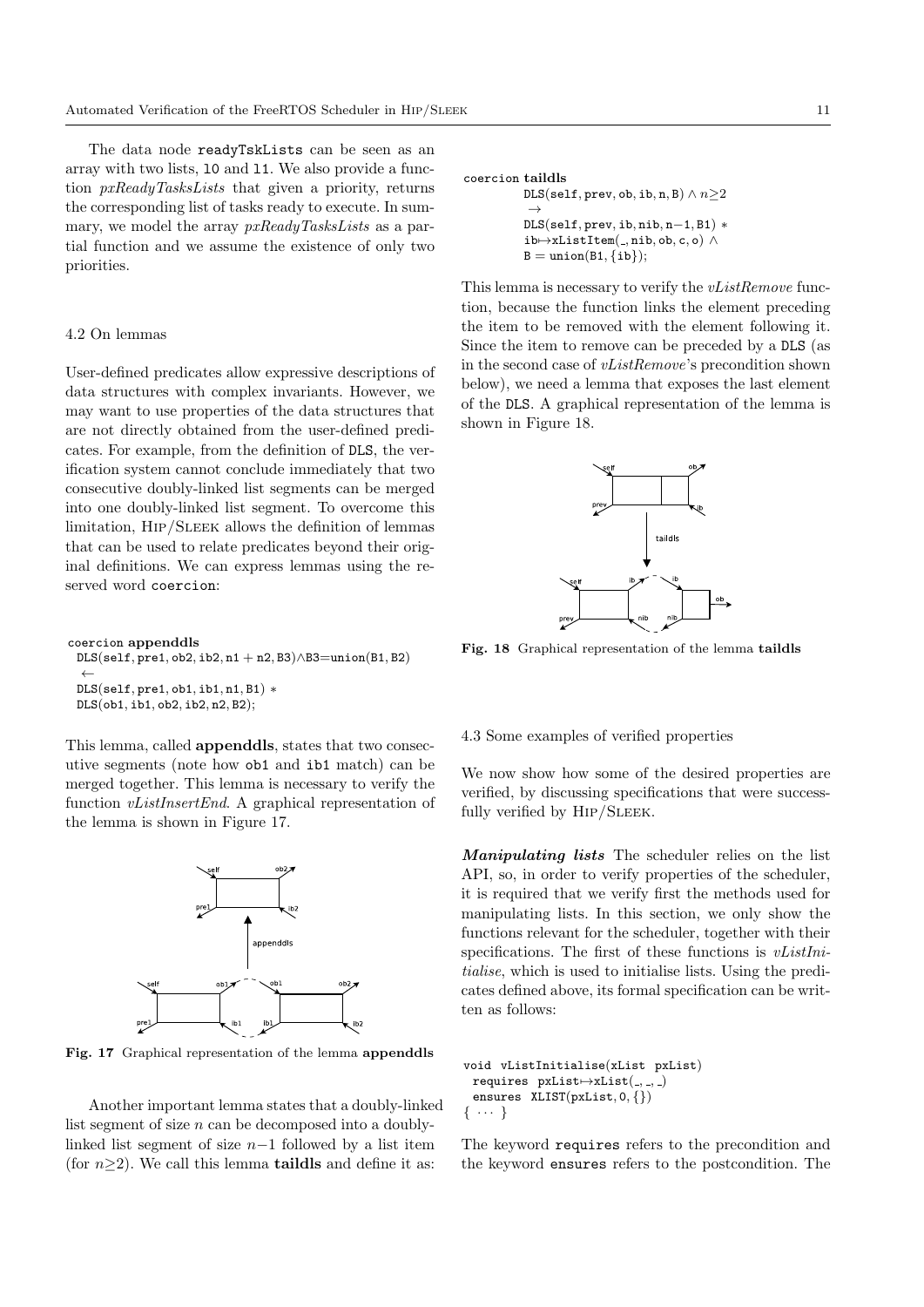The data node readyTskLists can be seen as an array with two lists, l0 and l1. We also provide a function *pxReadyTasksLists* that given a priority, returns the corresponding list of tasks ready to execute. In summary, we model the array *pxReadyTasksLists* as a partial function and we assume the existence of only two priorities.

### 4.2 On lemmas

User-defined predicates allow expressive descriptions of data structures with complex invariants. However, we may want to use properties of the data structures that are not directly obtained from the user-defined predicates. For example, from the definition of DLS, the verification system cannot conclude immediately that two consecutive doubly-linked list segments can be merged into one doubly-linked list segment. To overcome this limitation, Hip/Sleek allows the definition of lemmas that can be used to relate predicates beyond their original definitions. We can express lemmas using the reserved word coercion:

```
coercion appenddls
  DLS(self, pre1, ob2, ib2, n1 + n2, B3)∧B3=union(B1, B2)
  ←
  DLS(self, pre1, ob1, ib1, n1, B1) ∗
  DLS(ob1, ib1, ob2, ib2, n2, B2);
```

This lemma, called **appenddls**, states that two consecutive segments (note how ob1 and ib1 match) can be merged together. This lemma is necessary to verify the function *vListInsertEnd*. A graphical representation of the lemma is shown in Figure 17.

**Fig. 17** Graphical representation of the lemma **appenddls**

Another important lemma states that a doubly-linked list segment of size $n$ can be decomposed into a doubly-linked list segment of size $n-1$ followed by a list item (for $n \geq 2$). We call this lemma **taildls** and define it as:

```
coercion taildls
        DLS(self, prev, ob, ib, n, B) ∧ n≥2
         →
        DLS(self, prev, ib, nib, n−1, B1) ∗
        ib↦xListItem(_, nib, ob, c, o) ∧
        B = union(B1, {ib});
```

This lemma is necessary to verify the *vListRemove* function, because the function links the element preceding the item to be removed with the element following it. Since the item to remove can be preceded by a DLS (as in the second case of *vListRemove*'s precondition shown below), we need a lemma that exposes the last element of the DLS. A graphical representation of the lemma is shown in Figure 18.

**Fig. 18** Graphical representation of the lemma **taildls**

### 4.3 Some examples of verified properties

We now show how some of the desired properties are verified, by discussing specifications that were successfully verified by Hip/Sleek.

***Manipulating lists*** The scheduler relies on the list API, so, in order to verify properties of the scheduler, it is required that we verify first the methods used for manipulating lists. In this section, we only show the functions relevant for the scheduler, together with their specifications. The first of these functions is *vListInitialise*, which is used to initialise lists. Using the predicates defined above, its formal specification can be written as follows:

```
void vListInitialise(xList pxList)
  requires pxList↦xList(_, _, _)
  ensures XLIST(pxList, 0, {})
{ ··· }
```

The keyword requires refers to the precondition and the keyword ensures refers to the postcondition. The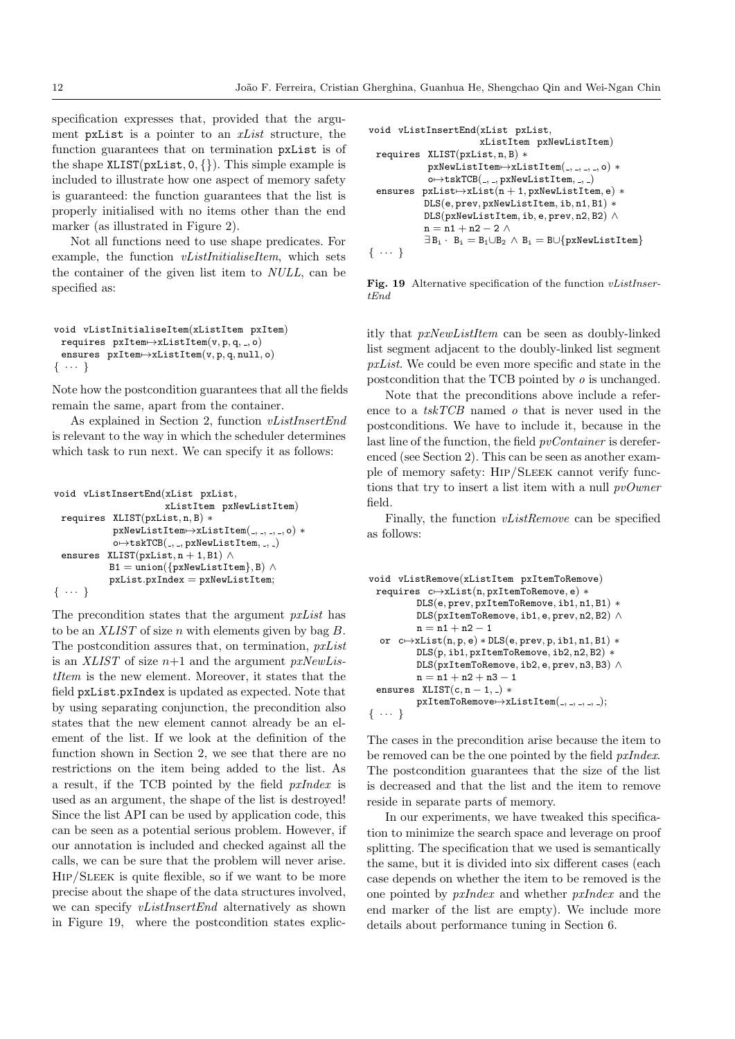specification expresses that, provided that the argument `pxList` is a pointer to an *xList* structure, the function guarantees that on termination `pxList` is of the shape `XLIST(pxList, 0, {})`. This simple example is included to illustrate how one aspect of memory safety is guaranteed: the function guarantees that the list is properly initialised with no items other than the end marker (as illustrated in Figure 2).

Not all functions need to use shape predicates. For example, the function *vListInitialiseItem*, which sets the container of the given list item to *NULL*, can be specified as:

```
void vListInitialiseItem(xListItem pxItem)
 requires pxItem↦xListItem(v, p, q, _, o)
 ensures pxItem↦xListItem(v, p, q, null, o)
{ ··· }
```

Note how the postcondition guarantees that all the fields remain the same, apart from the container.

As explained in Section 2, function *vListInsertEnd* is relevant to the way in which the scheduler determines which task to run next. We can specify it as follows:

```
void vListInsertEnd(xList pxList,
                    xListItem pxNewListItem)
 requires XLIST(pxList, n, B) ∗
          pxNewListItem↦xListItem(_, _, _, _, o) ∗
          o↦tskTCB(_, _, pxNewListItem, _, _)
 ensures XLIST(pxList, n + 1, B1) ∧
         B1 = union({pxNewListItem}, B) ∧
         pxList.pxIndex = pxNewListItem;
{ ··· }
```

The precondition states that the argument *pxList* has to be an *XLIST* of size *n* with elements given by bag *B*. The postcondition assures that, on termination, *pxList* is an *XLIST* of size *n*+1 and the argument *pxNewListItem* is the new element. Moreover, it states that the field `pxList.pxIndex` is updated as expected. Note that by using separating conjunction, the precondition also states that the new element cannot already be an element of the list. If we look at the definition of the function shown in Section 2, we see that there are no restrictions on the item being added to the list. As a result, if the TCB pointed by the field *pxIndex* is used as an argument, the shape of the list is destroyed! Since the list API can be used by application code, this can be seen as a potential serious problem. However, if our annotation is included and checked against all the calls, we can be sure that the problem will never arise. Hip/Sleek is quite flexible, so if we want to be more precise about the shape of the data structures involved, we can specify *vListInsertEnd* alternatively as shown in Figure 19, where the postcondition states explicitly that *pxNewListItem* can be seen as doubly-linked list segment adjacent to the doubly-linked list segment *pxList*. We could be even more specific and state in the postcondition that the TCB pointed by *o* is unchanged.

```
void vListInsertEnd(xList pxList,
                    xListItem pxNewListItem)
 requires XLIST(pxList, n, B) ∗
          pxNewListItem↦xListItem(_, _, _, _, o) ∗
          o↦tskTCB(_, _, pxNewListItem, _, _)
 ensures pxList↦xList(n + 1, pxNewListItem, e) ∗
         DLS(e, prev, pxNewListItem, ib, n1, B1) ∗
         DLS(pxNewListItem, ib, e, prev, n2, B2) ∧
         n = n1 + n2 − 2 ∧
         ∃Bi · Bi = B1∪B2 ∧ Bi = B∪{pxNewListItem}
{ ··· }
```

**Fig. 19** Alternative specification of the function *vListInsertEnd*

Note that the preconditions above include a reference to a *tskTCB* named *o* that is never used in the postconditions. We have to include it, because in the last line of the function, the field *pvContainer* is dereferenced (see Section 2). This can be seen as another example of memory safety: Hip/Sleek cannot verify functions that try to insert a list item with a null *pvOwner* field.

Finally, the function *vListRemove* can be specified as follows:

```
void vListRemove(xListItem pxItemToRemove)
 requires c↦xList(n, pxItemToRemove, e) ∗
        DLS(e, prev, pxItemToRemove, ib1, n1, B1) ∗
        DLS(pxItemToRemove, ib1, e, prev, n2, B2) ∧
        n = n1 + n2 − 1
  or c↦xList(n, p, e) ∗ DLS(e, prev, p, ib1, n1, B1) ∗
        DLS(p, ib1, pxItemToRemove, ib2, n2, B2) ∗
        DLS(pxItemToRemove, ib2, e, prev, n3, B3) ∧
        n = n1 + n2 + n3 − 1
 ensures XLIST(c, n − 1, _) ∗
        pxItemToRemove↦xListItem(_, _, _, _, _);
{ ··· }
```

The cases in the precondition arise because the item to be removed can be the one pointed by the field *pxIndex*. The postcondition guarantees that the size of the list is decreased and that the list and the item to remove reside in separate parts of memory.

In our experiments, we have tweaked this specification to minimize the search space and leverage on proof splitting. The specification that we used is semantically the same, but it is divided into six different cases (each case depends on whether the item to be removed is the one pointed by *pxIndex* and whether *pxIndex* and the end marker of the list are empty). We include more details about performance tuning in Section 6.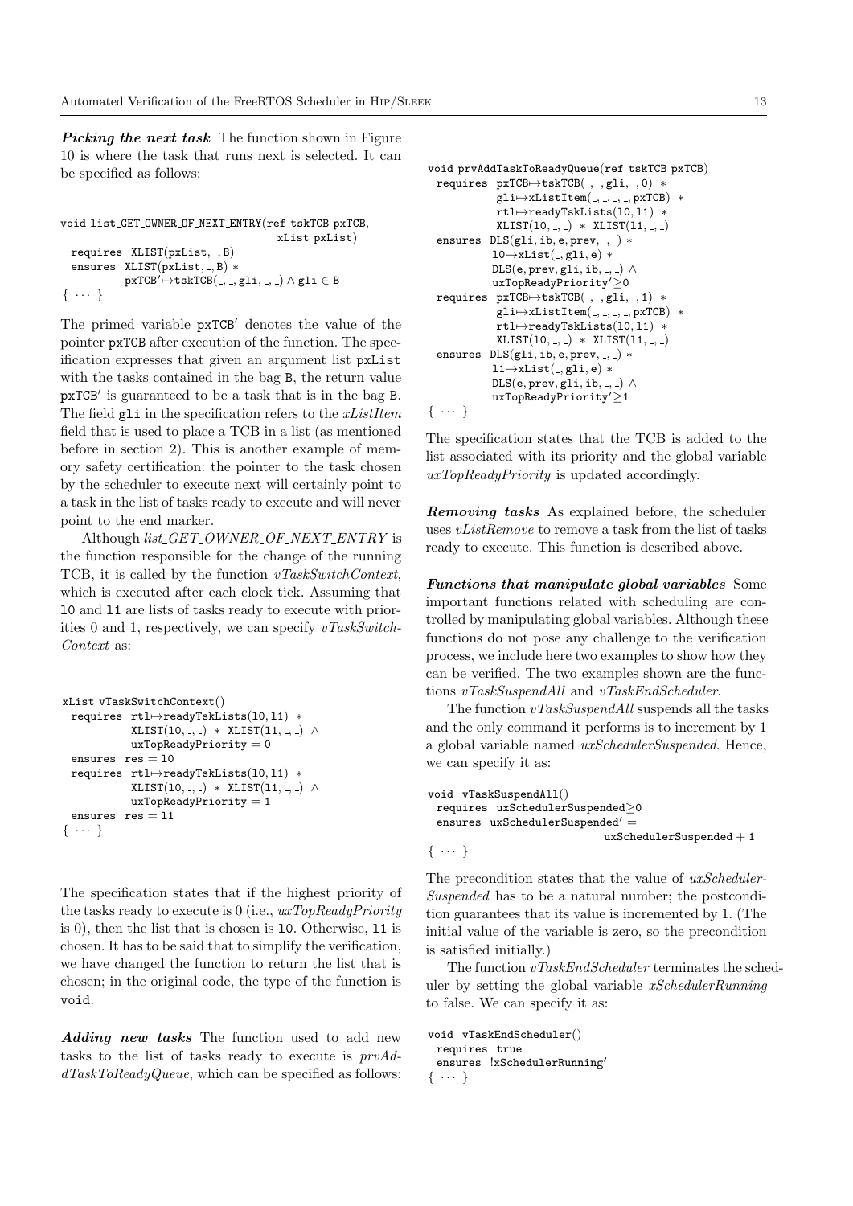***Picking the next task*** The function shown in Figure 10 is where the task that runs next is selected. It can be specified as follows:

```
void list_GET_OWNER_OF_NEXT_ENTRY(ref tskTCB pxTCB,
                                  xList pxList)
  requires XLIST(pxList, _, B)
  ensures XLIST(pxList, _, B) *
          pxTCB'↦tskTCB(_, _, gli, _, _) ∧ gli ∈ B
{ ··· }
```

The primed variable pxTCB′ denotes the value of the pointer pxTCB after execution of the function. The specification expresses that given an argument list pxList with the tasks contained in the bag B, the return value pxTCB′ is guaranteed to be a task that is in the bag B. The field gli in the specification refers to the *xListItem* field that is used to place a TCB in a list (as mentioned before in section 2). This is another example of memory safety certification: the pointer to the task chosen by the scheduler to execute next will certainly point to a task in the list of tasks ready to execute and will never point to the end marker.

Although *list_GET_OWNER_OF_NEXT_ENTRY* is the function responsible for the change of the running TCB, it is called by the function *vTaskSwitchContext*, which is executed after each clock tick. Assuming that l0 and l1 are lists of tasks ready to execute with priorities 0 and 1, respectively, we can specify *vTaskSwitchContext* as:

```
xList vTaskSwitchContext()
  requires rtl↦readyTskLists(l0,l1) *
           XLIST(l0, _, _) * XLIST(l1, _, _) ∧
           uxTopReadyPriority = 0
  ensures res = l0
  requires rtl↦readyTskLists(l0,l1) *
           XLIST(l0, _, _) * XLIST(l1, _, _) ∧
           uxTopReadyPriority = 1
  ensures res = l1
{ ··· }
```

The specification states that if the highest priority of the tasks ready to execute is 0 (i.e., *uxTopReadyPriority* is 0), then the list that is chosen is l0. Otherwise, l1 is chosen. It has to be said that to simplify the verification, we have changed the function to return the list that is chosen; in the original code, the type of the function is void.

***Adding new tasks*** The function used to add new tasks to the list of tasks ready to execute is *prvAddTaskToReadyQueue*, which can be specified as follows:

```
void prvAddTaskToReadyQueue(ref tskTCB pxTCB)
  requires pxTCB↦tskTCB(_, _, gli, _, 0) *
           gli↦xListItem(_, _, _, _, pxTCB) *
           rtl↦readyTskLists(l0, l1) *
           XLIST(l0, _, _) * XLIST(l1, _, _)
  ensures DLS(gli, ib, e, prev, _, _) *
          l0↦xList(_, gli, e) *
          DLS(e, prev, gli, ib, _, _) ∧
          uxTopReadyPriority'≥0
  requires pxTCB↦tskTCB(_, _, gli, _, 1) *
           gli↦xListItem(_, _, _, _, pxTCB) *
           rtl↦readyTskLists(l0, l1) *
           XLIST(l0, _, _) * XLIST(l1, _, _)
  ensures DLS(gli, ib, e, prev, _, _) *
          l1↦xList(_, gli, e) *
          DLS(e, prev, gli, ib, _, _) ∧
          uxTopReadyPriority'≥1
{ ··· }
```

The specification states that the TCB is added to the list associated with its priority and the global variable *uxTopReadyPriority* is updated accordingly.

***Removing tasks*** As explained before, the scheduler uses *vListRemove* to remove a task from the list of tasks ready to execute. This function is described above.

***Functions that manipulate global variables*** Some important functions related with scheduling are controlled by manipulating global variables. Although these functions do not pose any challenge to the verification process, we include here two examples to show how they can be verified. The two examples shown are the functions *vTaskSuspendAll* and *vTaskEndScheduler*.

The function *vTaskSuspendAll* suspends all the tasks and the only command it performs is to increment by 1 a global variable named *uxSchedulerSuspended*. Hence, we can specify it as:

```
void vTaskSuspendAll()
  requires uxSchedulerSuspended≥0
  ensures uxSchedulerSuspended' =
                          uxSchedulerSuspended + 1
{ ··· }
```

The precondition states that the value of *uxSchedulerSuspended* has to be a natural number; the postcondition guarantees that its value is incremented by 1. (The initial value of the variable is zero, so the precondition is satisfied initially.)

The function *vTaskEndScheduler* terminates the scheduler by setting the global variable *xSchedulerRunning* to false. We can specify it as:

```
void vTaskEndScheduler()
  requires true
  ensures !xSchedulerRunning'
{ ··· }
```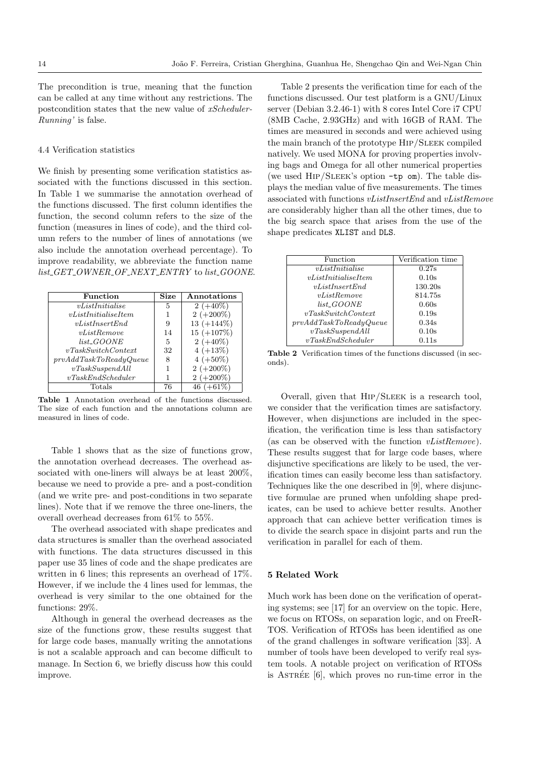The precondition is true, meaning that the function can be called at any time without any restrictions. The postcondition states that the new value of *xSchedulerRunning'* is false.

### 4.4 Verification statistics

We finish by presenting some verification statistics associated with the functions discussed in this section. In Table 1 we summarise the annotation overhead of the functions discussed. The first column identifies the function, the second column refers to the size of the function (measures in lines of code), and the third column refers to the number of lines of annotations (we also include the annotation overhead percentage). To improve readability, we abbreviate the function name *list_GET_OWNER_OF_NEXT_ENTRY* to *list_GOONE*.

| **Function** | **Size** | **Annotations** |
|---|---|---|
| *vListInitialise* | 5 | 2 (+40%) |
| *vListInitialiseItem* | 1 | 2 (+200%) |
| *vListInsertEnd* | 9 | 13 (+144%) |
| *vListRemove* | 14 | 15 (+107%) |
| *list_GOONE* | 5 | 2 (+40%) |
| *vTaskSwitchContext* | 32 | 4 (+13%) |
| *prvAddTaskToReadyQueue* | 8 | 4 (+50%) |
| *vTaskSuspendAll* | 1 | 2 (+200%) |
| *vTaskEndScheduler* | 1 | 2 (+200%) |
| Totals | 76 | 46 (+61%) |

**Table 1** Annotation overhead of the functions discussed. The size of each function and the annotations column are measured in lines of code.

Table 1 shows that as the size of functions grow, the annotation overhead decreases. The overhead associated with one-liners will always be at least 200%, because we need to provide a pre- and a post-condition (and we write pre- and post-conditions in two separate lines). Note that if we remove the three one-liners, the overall overhead decreases from 61% to 55%.

The overhead associated with shape predicates and data structures is smaller than the overhead associated with functions. The data structures discussed in this paper use 35 lines of code and the shape predicates are written in 6 lines; this represents an overhead of 17%. However, if we include the 4 lines used for lemmas, the overhead is very similar to the one obtained for the functions: 29%.

Although in general the overhead decreases as the size of the functions grow, these results suggest that for large code bases, manually writing the annotations is not a scalable approach and can become difficult to manage. In Section 6, we briefly discuss how this could improve.

Table 2 presents the verification time for each of the functions discussed. Our test platform is a GNU/Linux server (Debian 3.2.46-1) with 8 cores Intel Core i7 CPU (8MB Cache, 2.93GHz) and with 16GB of RAM. The times are measured in seconds and were achieved using the main branch of the prototype HIP/SLEEK compiled natively. We used MONA for proving properties involving bags and Omega for all other numerical properties (we used HIP/SLEEK's option `-tp om`). The table displays the median value of five measurements. The times associated with functions *vListInsertEnd* and *vListRemove* are considerably higher than all the other times, due to the big search space that arises from the use of the shape predicates `XLIST` and `DLS`.

| Function | Verification time |
|---|---|
| *vListInitialise* | 0.27s |
| *vListInitialiseItem* | 0.10s |
| *vListInsertEnd* | 130.20s |
| *vListRemove* | 814.75s |
| *list_GOONE* | 0.60s |
| *vTaskSwitchContext* | 0.19s |
| *prvAddTaskToReadyQueue* | 0.34s |
| *vTaskSuspendAll* | 0.10s |
| *vTaskEndScheduler* | 0.11s |

**Table 2** Verification times of the functions discussed (in seconds).

Overall, given that HIP/SLEEK is a research tool, we consider that the verification times are satisfactory. However, when disjunctions are included in the specification, the verification time is less than satisfactory (as can be observed with the function *vListRemove*). These results suggest that for large code bases, where disjunctive specifications are likely to be used, the verification times can easily become less than satisfactory. Techniques like the one described in [9], where disjunctive formulae are pruned when unfolding shape predicates, can be used to achieve better results. Another approach that can achieve better verification times is to divide the search space in disjoint parts and run the verification in parallel for each of them.

## 5 Related Work

Much work has been done on the verification of operating systems; see [17] for an overview on the topic. Here, we focus on RTOSs, on separation logic, and on FreeRTOS. Verification of RTOSs has been identified as one of the grand challenges in software verification [33]. A number of tools have been developed to verify real system tools. A notable project on verification of RTOSs is ASTRÉE [6], which proves no run-time error in the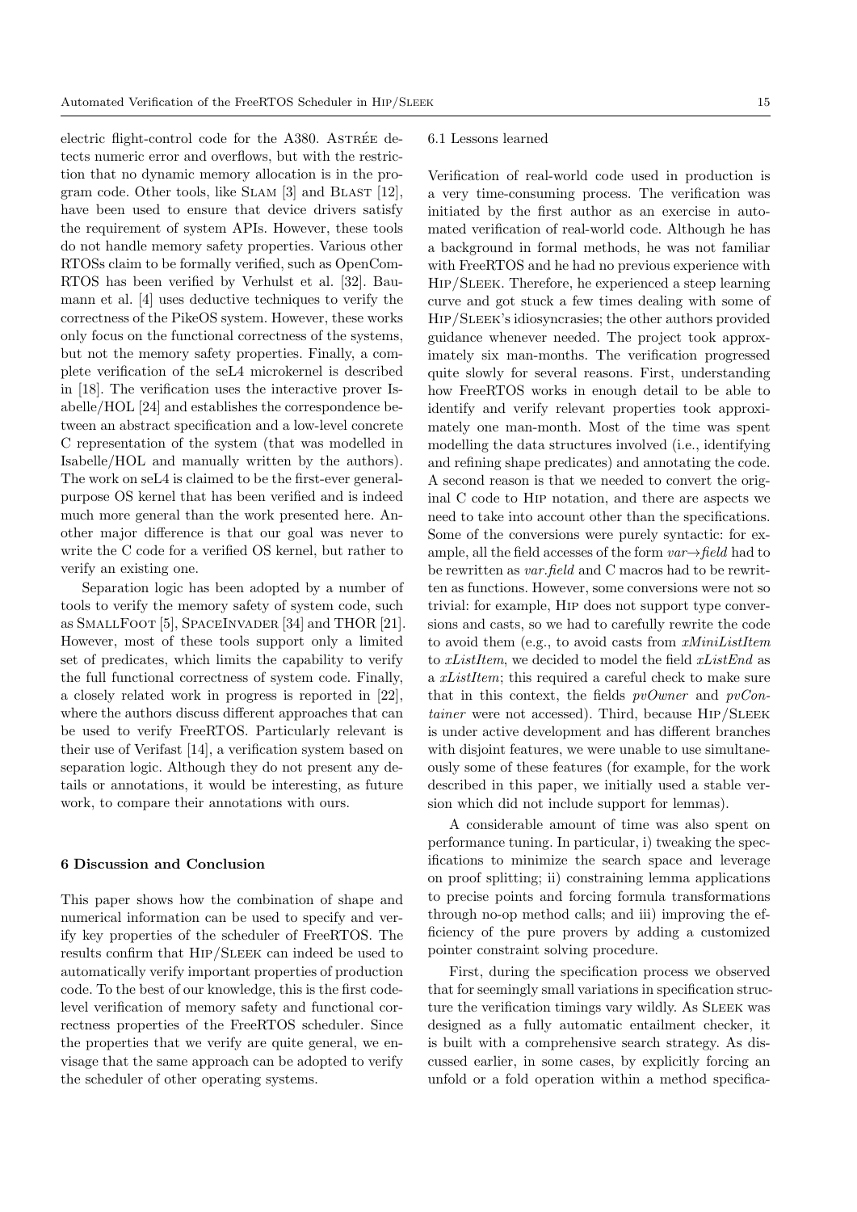electric flight-control code for the A380. ASTRÉE detects numeric error and overflows, but with the restriction that no dynamic memory allocation is in the program code. Other tools, like SLAM [3] and BLAST [12], have been used to ensure that device drivers satisfy the requirement of system APIs. However, these tools do not handle memory safety properties. Various other RTOSs claim to be formally verified, such as OpenComRTOS has been verified by Verhulst et al. [32]. Baumann et al. [4] uses deductive techniques to verify the correctness of the PikeOS system. However, these works only focus on the functional correctness of the systems, but not the memory safety properties. Finally, a complete verification of the seL4 microkernel is described in [18]. The verification uses the interactive prover Isabelle/HOL [24] and establishes the correspondence between an abstract specification and a low-level concrete C representation of the system (that was modelled in Isabelle/HOL and manually written by the authors). The work on seL4 is claimed to be the first-ever general-purpose OS kernel that has been verified and is indeed much more general than the work presented here. Another major difference is that our goal was never to write the C code for a verified OS kernel, but rather to verify an existing one.

Separation logic has been adopted by a number of tools to verify the memory safety of system code, such as SMALLFOOT [5], SPACEINVADER [34] and THOR [21]. However, most of these tools support only a limited set of predicates, which limits the capability to verify the full functional correctness of system code. Finally, a closely related work in progress is reported in [22], where the authors discuss different approaches that can be used to verify FreeRTOS. Particularly relevant is their use of Verifast [14], a verification system based on separation logic. Although they do not present any details or annotations, it would be interesting, as future work, to compare their annotations with ours.

## 6 Discussion and Conclusion

This paper shows how the combination of shape and numerical information can be used to specify and verify key properties of the scheduler of FreeRTOS. The results confirm that HIP/SLEEK can indeed be used to automatically verify important properties of production code. To the best of our knowledge, this is the first code-level verification of memory safety and functional correctness properties of the FreeRTOS scheduler. Since the properties that we verify are quite general, we envisage that the same approach can be adopted to verify the scheduler of other operating systems.

### 6.1 Lessons learned

Verification of real-world code used in production is a very time-consuming process. The verification was initiated by the first author as an exercise in automated verification of real-world code. Although he has a background in formal methods, he was not familiar with FreeRTOS and he had no previous experience with HIP/SLEEK. Therefore, he experienced a steep learning curve and got stuck a few times dealing with some of HIP/SLEEK's idiosyncrasies; the other authors provided guidance whenever needed. The project took approximately six man-months. The verification progressed quite slowly for several reasons. First, understanding how FreeRTOS works in enough detail to be able to identify and verify relevant properties took approximately one man-month. Most of the time was spent modelling the data structures involved (i.e., identifying and refining shape predicates) and annotating the code. A second reason is that we needed to convert the original C code to HIP notation, and there are aspects we need to take into account other than the specifications. Some of the conversions were purely syntactic: for example, all the field accesses of the form *var*→*field* had to be rewritten as *var.field* and C macros had to be rewritten as functions. However, some conversions were not so trivial: for example, HIP does not support type conversions and casts, so we had to carefully rewrite the code to avoid them (e.g., to avoid casts from *xMiniListItem* to *xListItem*, we decided to model the field *xListEnd* as a *xListItem*; this required a careful check to make sure that in this context, the fields *pvOwner* and *pvContainer* were not accessed). Third, because HIP/SLEEK is under active development and has different branches with disjoint features, we were unable to use simultaneously some of these features (for example, for the work described in this paper, we initially used a stable version which did not include support for lemmas).

A considerable amount of time was also spent on performance tuning. In particular, i) tweaking the specifications to minimize the search space and leverage on proof splitting; ii) constraining lemma applications to precise points and forcing formula transformations through no-op method calls; and iii) improving the efficiency of the pure provers by adding a customized pointer constraint solving procedure.

First, during the specification process we observed that for seemingly small variations in specification structure the verification timings vary wildly. As SLEEK was designed as a fully automatic entailment checker, it is built with a comprehensive search strategy. As discussed earlier, in some cases, by explicitly forcing an unfold or a fold operation within a method specifica-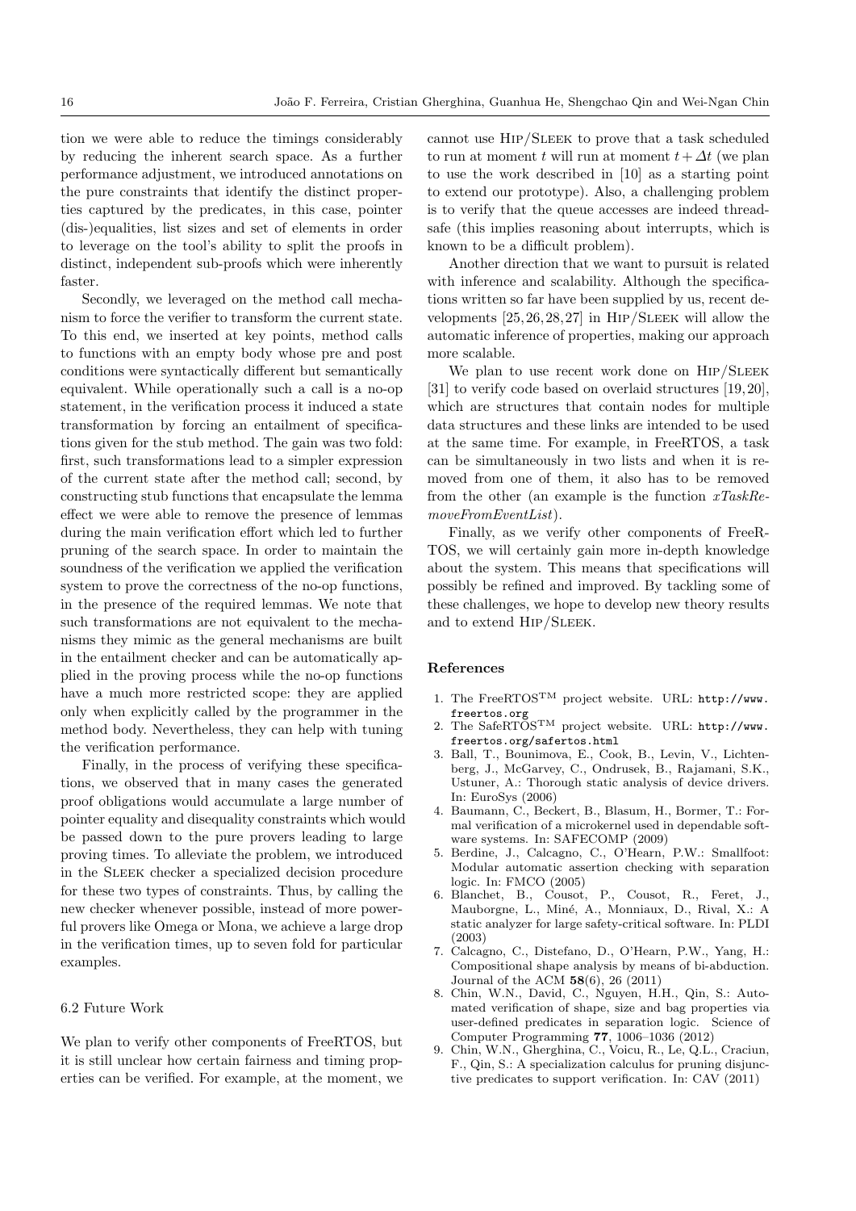tion we were able to reduce the timings considerably by reducing the inherent search space. As a further performance adjustment, we introduced annotations on the pure constraints that identify the distinct properties captured by the predicates, in this case, pointer (dis-)equalities, list sizes and set of elements in order to leverage on the tool's ability to split the proofs in distinct, independent sub-proofs which were inherently faster.

Secondly, we leveraged on the method call mechanism to force the verifier to transform the current state. To this end, we inserted at key points, method calls to functions with an empty body whose pre and post conditions were syntactically different but semantically equivalent. While operationally such a call is a no-op statement, in the verification process it induced a state transformation by forcing an entailment of specifications given for the stub method. The gain was two fold: first, such transformations lead to a simpler expression of the current state after the method call; second, by constructing stub functions that encapsulate the lemma effect we were able to remove the presence of lemmas during the main verification effort which led to further pruning of the search space. In order to maintain the soundness of the verification we applied the verification system to prove the correctness of the no-op functions, in the presence of the required lemmas. We note that such transformations are not equivalent to the mechanisms they mimic as the general mechanisms are built in the entailment checker and can be automatically applied in the proving process while the no-op functions have a much more restricted scope: they are applied only when explicitly called by the programmer in the method body. Nevertheless, they can help with tuning the verification performance.

Finally, in the process of verifying these specifications, we observed that in many cases the generated proof obligations would accumulate a large number of pointer equality and disequality constraints which would be passed down to the pure provers leading to large proving times. To alleviate the problem, we introduced in the Sleek checker a specialized decision procedure for these two types of constraints. Thus, by calling the new checker whenever possible, instead of more powerful provers like Omega or Mona, we achieve a large drop in the verification times, up to seven fold for particular examples.

### 6.2 Future Work

We plan to verify other components of FreeRTOS, but it is still unclear how certain fairness and timing properties can be verified. For example, at the moment, we cannot use Hip/Sleek to prove that a task scheduled to run at moment $t$ will run at moment $t + \Delta t$ (we plan to use the work described in [10] as a starting point to extend our prototype). Also, a challenging problem is to verify that the queue accesses are indeed thread-safe (this implies reasoning about interrupts, which is known to be a difficult problem).

Another direction that we want to pursuit is related with inference and scalability. Although the specifications written so far have been supplied by us, recent developments [25, 26, 28, 27] in Hip/Sleek will allow the automatic inference of properties, making our approach more scalable.

We plan to use recent work done on Hip/Sleek [31] to verify code based on overlaid structures [19, 20], which are structures that contain nodes for multiple data structures and these links are intended to be used at the same time. For example, in FreeRTOS, a task can be simultaneously in two lists and when it is removed from one of them, it also has to be removed from the other (an example is the function *xTaskRemoveFromEventList*).

Finally, as we verify other components of FreeRTOS, we will certainly gain more in-depth knowledge about the system. This means that specifications will possibly be refined and improved. By tackling some of these challenges, we hope to develop new theory results and to extend Hip/Sleek.

## References

1. The FreeRTOS™ project website. URL: `http://www.freertos.org`
2. The SafeRTOS™ project website. URL: `http://www.freertos.org/safertos.html`
3. Ball, T., Bounimova, E., Cook, B., Levin, V., Lichtenberg, J., McGarvey, C., Ondrusek, B., Rajamani, S.K., Ustuner, A.: Thorough static analysis of device drivers. In: EuroSys (2006)
4. Baumann, C., Beckert, B., Blasum, H., Bormer, T.: Formal verification of a microkernel used in dependable software systems. In: SAFECOMP (2009)
5. Berdine, J., Calcagno, C., O'Hearn, P.W.: Smallfoot: Modular automatic assertion checking with separation logic. In: FMCO (2005)
6. Blanchet, B., Cousot, P., Cousot, R., Feret, J., Mauborgne, L., Miné, A., Monniaux, D., Rival, X.: A static analyzer for large safety-critical software. In: PLDI (2003)
7. Calcagno, C., Distefano, D., O'Hearn, P.W., Yang, H.: Compositional shape analysis by means of bi-abduction. Journal of the ACM **58**(6), 26 (2011)
8. Chin, W.N., David, C., Nguyen, H.H., Qin, S.: Automated verification of shape, size and bag properties via user-defined predicates in separation logic. Science of Computer Programming **77**, 1006–1036 (2012)
9. Chin, W.N., Gherghina, C., Voicu, R., Le, Q.L., Craciun, F., Qin, S.: A specialization calculus for pruning disjunctive predicates to support verification. In: CAV (2011)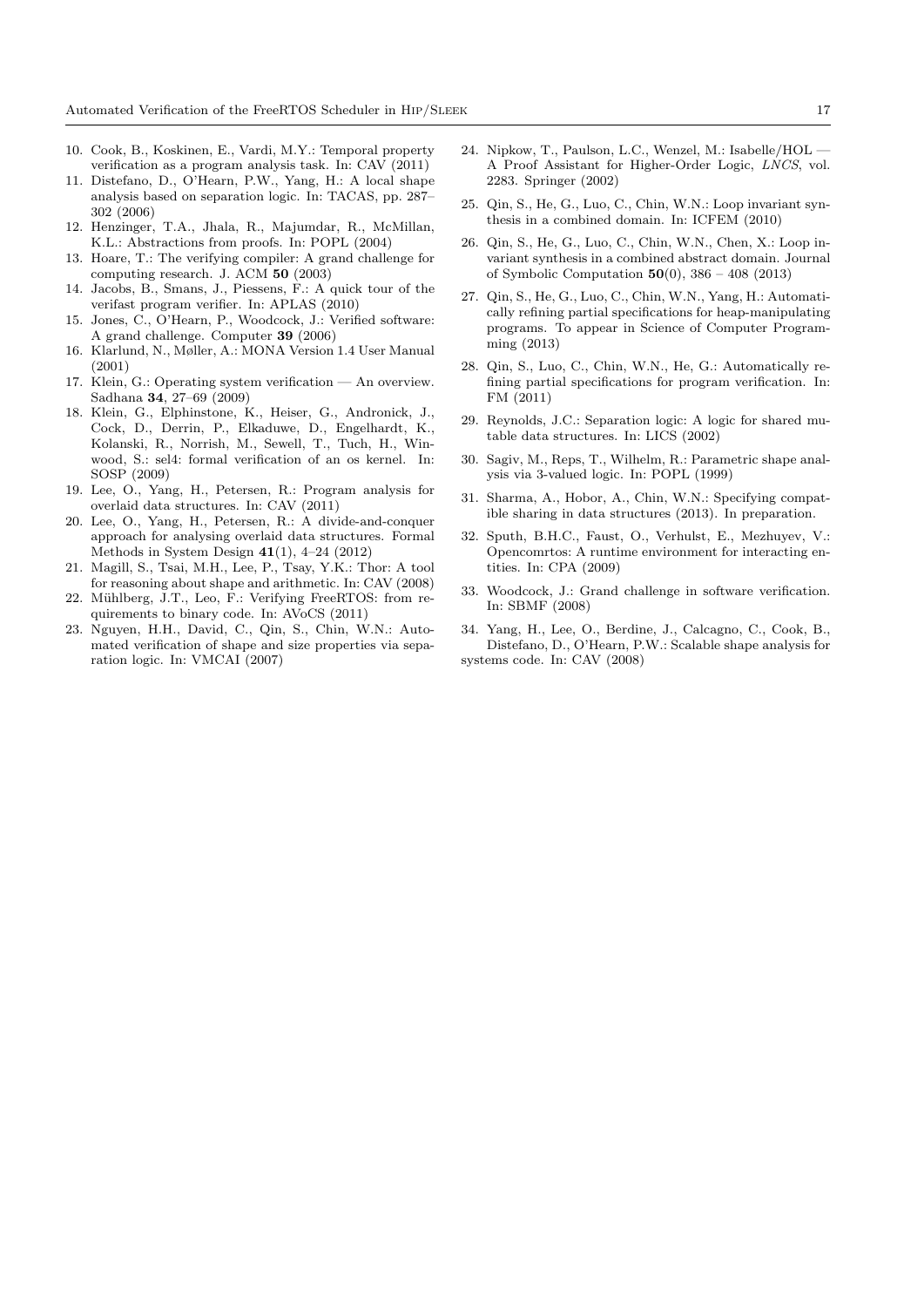10. Cook, B., Koskinen, E., Vardi, M.Y.: Temporal property verification as a program analysis task. In: CAV (2011)
11. Distefano, D., O'Hearn, P.W., Yang, H.: A local shape analysis based on separation logic. In: TACAS, pp. 287–302 (2006)
12. Henzinger, T.A., Jhala, R., Majumdar, R., McMillan, K.L.: Abstractions from proofs. In: POPL (2004)
13. Hoare, T.: The verifying compiler: A grand challenge for computing research. J. ACM **50** (2003)
14. Jacobs, B., Smans, J., Piessens, F.: A quick tour of the verifast program verifier. In: APLAS (2010)
15. Jones, C., O'Hearn, P., Woodcock, J.: Verified software: A grand challenge. Computer **39** (2006)
16. Klarlund, N., Møller, A.: MONA Version 1.4 User Manual (2001)
17. Klein, G.: Operating system verification — An overview. Sadhana **34**, 27–69 (2009)
18. Klein, G., Elphinstone, K., Heiser, G., Andronick, J., Cock, D., Derrin, P., Elkaduwe, D., Engelhardt, K., Kolanski, R., Norrish, M., Sewell, T., Tuch, H., Winwood, S.: sel4: formal verification of an os kernel. In: SOSP (2009)
19. Lee, O., Yang, H., Petersen, R.: Program analysis for overlaid data structures. In: CAV (2011)
20. Lee, O., Yang, H., Petersen, R.: A divide-and-conquer approach for analysing overlaid data structures. Formal Methods in System Design **41**(1), 4–24 (2012)
21. Magill, S., Tsai, M.H., Lee, P., Tsay, Y.K.: Thor: A tool for reasoning about shape and arithmetic. In: CAV (2008)
22. Mühlberg, J.T., Leo, F.: Verifying FreeRTOS: from requirements to binary code. In: AVoCS (2011)
23. Nguyen, H.H., David, C., Qin, S., Chin, W.N.: Automated verification of shape and size properties via separation logic. In: VMCAI (2007)
24. Nipkow, T., Paulson, L.C., Wenzel, M.: Isabelle/HOL — A Proof Assistant for Higher-Order Logic, *LNCS*, vol. 2283. Springer (2002)
25. Qin, S., He, G., Luo, C., Chin, W.N.: Loop invariant synthesis in a combined domain. In: ICFEM (2010)
26. Qin, S., He, G., Luo, C., Chin, W.N., Chen, X.: Loop invariant synthesis in a combined abstract domain. Journal of Symbolic Computation **50**(0), 386 – 408 (2013)
27. Qin, S., He, G., Luo, C., Chin, W.N., Yang, H.: Automatically refining partial specifications for heap-manipulating programs. To appear in Science of Computer Programming (2013)
28. Qin, S., Luo, C., Chin, W.N., He, G.: Automatically refining partial specifications for program verification. In: FM (2011)
29. Reynolds, J.C.: Separation logic: A logic for shared mutable data structures. In: LICS (2002)
30. Sagiv, M., Reps, T., Wilhelm, R.: Parametric shape analysis via 3-valued logic. In: POPL (1999)
31. Sharma, A., Hobor, A., Chin, W.N.: Specifying compatible sharing in data structures (2013). In preparation.
32. Sputh, B.H.C., Faust, O., Verhulst, E., Mezhuyev, V.: Opencomrtos: A runtime environment for interacting entities. In: CPA (2009)
33. Woodcock, J.: Grand challenge in software verification. In: SBMF (2008)
34. Yang, H., Lee, O., Berdine, J., Calcagno, C., Cook, B., Distefano, D., O'Hearn, P.W.: Scalable shape analysis for systems code. In: CAV (2008)